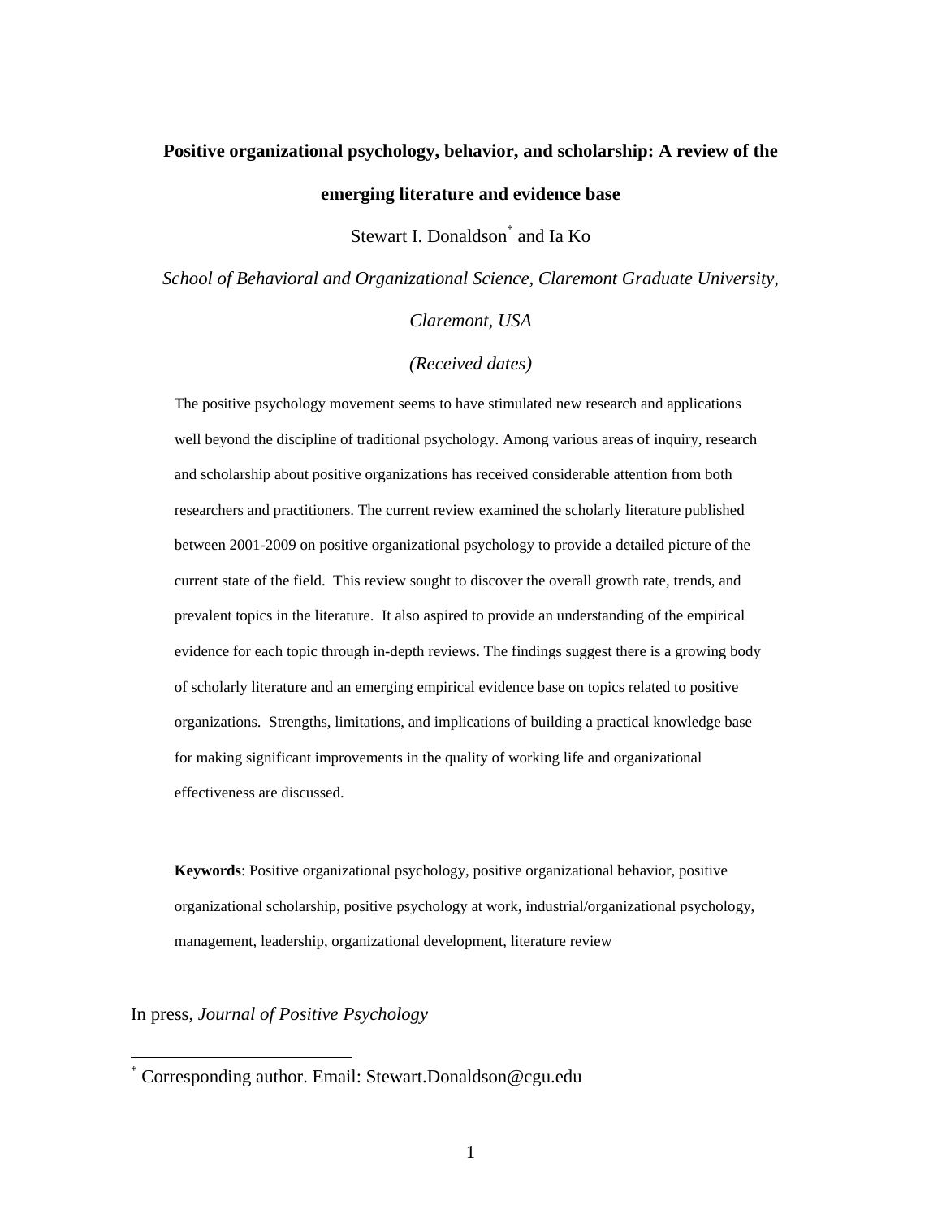# Positive organizational psychology, behavior, and scholarship: A review of the emerging literature and evidence base

Stewart I. Donaldson[*] and Ia Ko

*School of Behavioral and Organizational Science, Claremont Graduate University, Claremont, USA*

*(Received dates)*

The positive psychology movement seems to have stimulated new research and applications well beyond the discipline of traditional psychology. Among various areas of inquiry, research and scholarship about positive organizations has received considerable attention from both researchers and practitioners. The current review examined the scholarly literature published between 2001-2009 on positive organizational psychology to provide a detailed picture of the current state of the field. This review sought to discover the overall growth rate, trends, and prevalent topics in the literature. It also aspired to provide an understanding of the empirical evidence for each topic through in-depth reviews. The findings suggest there is a growing body of scholarly literature and an emerging empirical evidence base on topics related to positive organizations. Strengths, limitations, and implications of building a practical knowledge base for making significant improvements in the quality of working life and organizational effectiveness are discussed.

**Keywords**: Positive organizational psychology, positive organizational behavior, positive organizational scholarship, positive psychology at work, industrial/organizational psychology, management, leadership, organizational development, literature review

In press, *Journal of Positive Psychology*

[*] Corresponding author. Email: Stewart.Donaldson@cgu.edu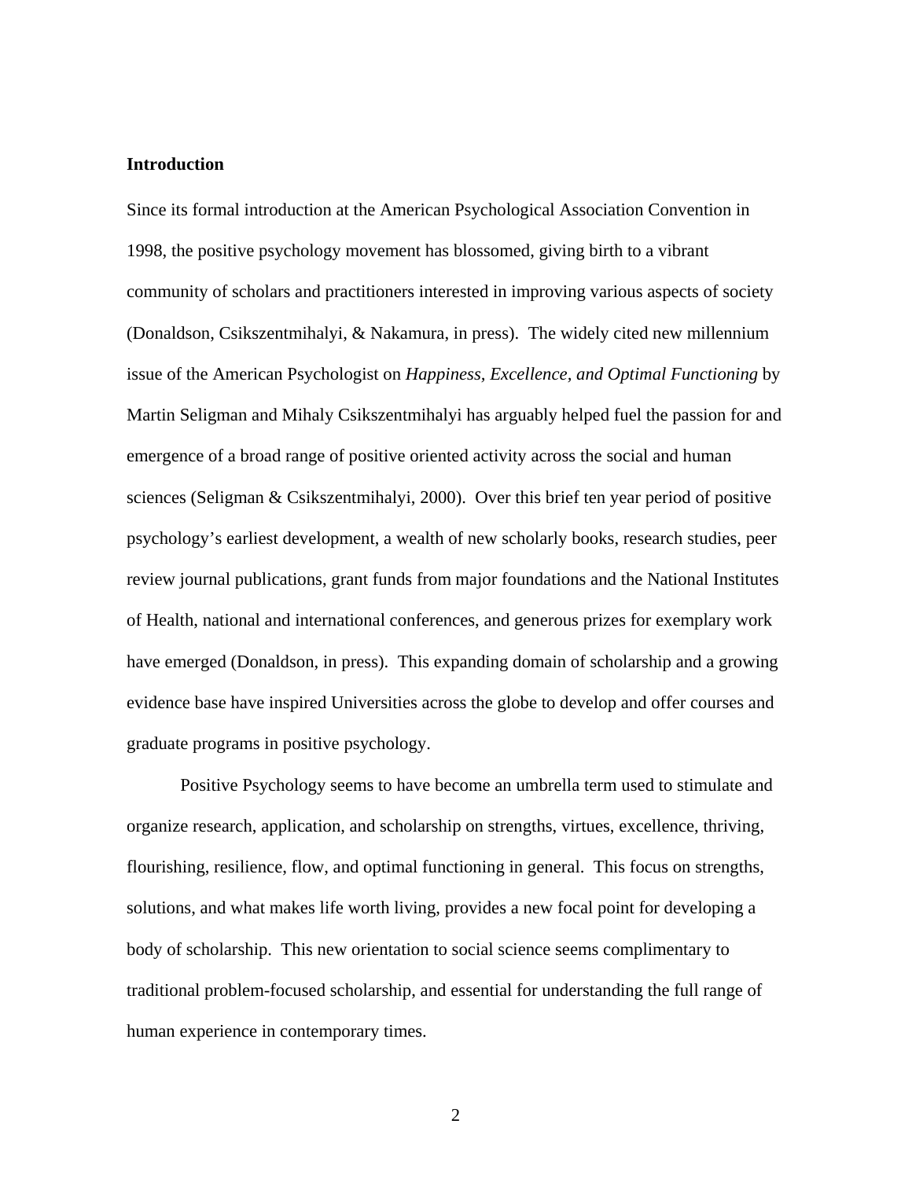**Introduction**

Since its formal introduction at the American Psychological Association Convention in 1998, the positive psychology movement has blossomed, giving birth to a vibrant community of scholars and practitioners interested in improving various aspects of society (Donaldson, Csikszentmihalyi, & Nakamura, in press). The widely cited new millennium issue of the American Psychologist on *Happiness, Excellence, and Optimal Functioning* by Martin Seligman and Mihaly Csikszentmihalyi has arguably helped fuel the passion for and emergence of a broad range of positive oriented activity across the social and human sciences (Seligman & Csikszentmihalyi, 2000). Over this brief ten year period of positive psychology's earliest development, a wealth of new scholarly books, research studies, peer review journal publications, grant funds from major foundations and the National Institutes of Health, national and international conferences, and generous prizes for exemplary work have emerged (Donaldson, in press). This expanding domain of scholarship and a growing evidence base have inspired Universities across the globe to develop and offer courses and graduate programs in positive psychology.

Positive Psychology seems to have become an umbrella term used to stimulate and organize research, application, and scholarship on strengths, virtues, excellence, thriving, flourishing, resilience, flow, and optimal functioning in general. This focus on strengths, solutions, and what makes life worth living, provides a new focal point for developing a body of scholarship. This new orientation to social science seems complimentary to traditional problem-focused scholarship, and essential for understanding the full range of human experience in contemporary times.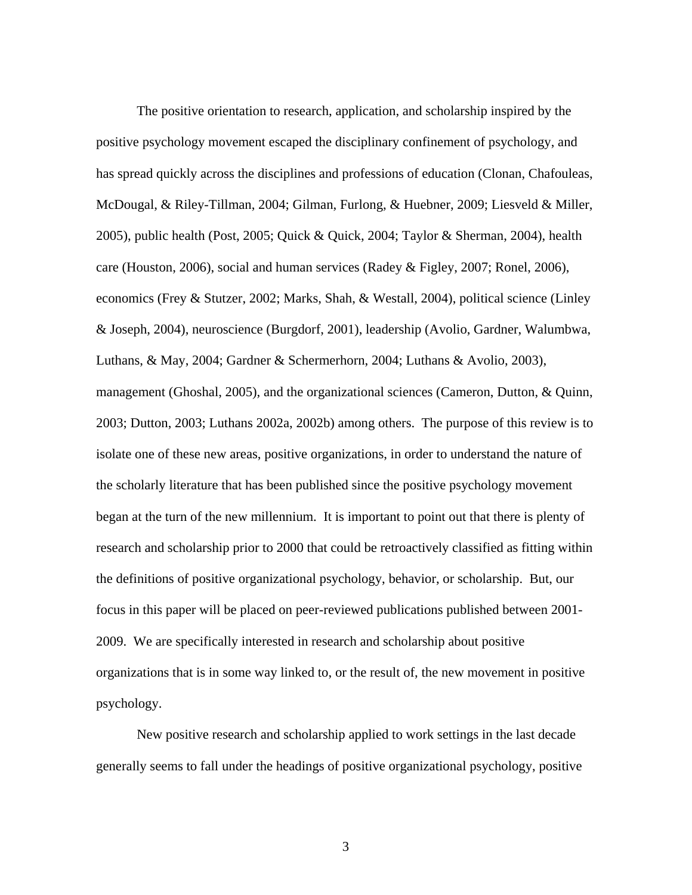The positive orientation to research, application, and scholarship inspired by the positive psychology movement escaped the disciplinary confinement of psychology, and has spread quickly across the disciplines and professions of education (Clonan, Chafouleas, McDougal, & Riley-Tillman, 2004; Gilman, Furlong, & Huebner, 2009; Liesveld & Miller, 2005), public health (Post, 2005; Quick & Quick, 2004; Taylor & Sherman, 2004), health care (Houston, 2006), social and human services (Radey & Figley, 2007; Ronel, 2006), economics (Frey & Stutzer, 2002; Marks, Shah, & Westall, 2004), political science (Linley & Joseph, 2004), neuroscience (Burgdorf, 2001), leadership (Avolio, Gardner, Walumbwa, Luthans, & May, 2004; Gardner & Schermerhorn, 2004; Luthans & Avolio, 2003), management (Ghoshal, 2005), and the organizational sciences (Cameron, Dutton, & Quinn, 2003; Dutton, 2003; Luthans 2002a, 2002b) among others. The purpose of this review is to isolate one of these new areas, positive organizations, in order to understand the nature of the scholarly literature that has been published since the positive psychology movement began at the turn of the new millennium. It is important to point out that there is plenty of research and scholarship prior to 2000 that could be retroactively classified as fitting within the definitions of positive organizational psychology, behavior, or scholarship. But, our focus in this paper will be placed on peer-reviewed publications published between 2001-2009. We are specifically interested in research and scholarship about positive organizations that is in some way linked to, or the result of, the new movement in positive psychology.

New positive research and scholarship applied to work settings in the last decade generally seems to fall under the headings of positive organizational psychology, positive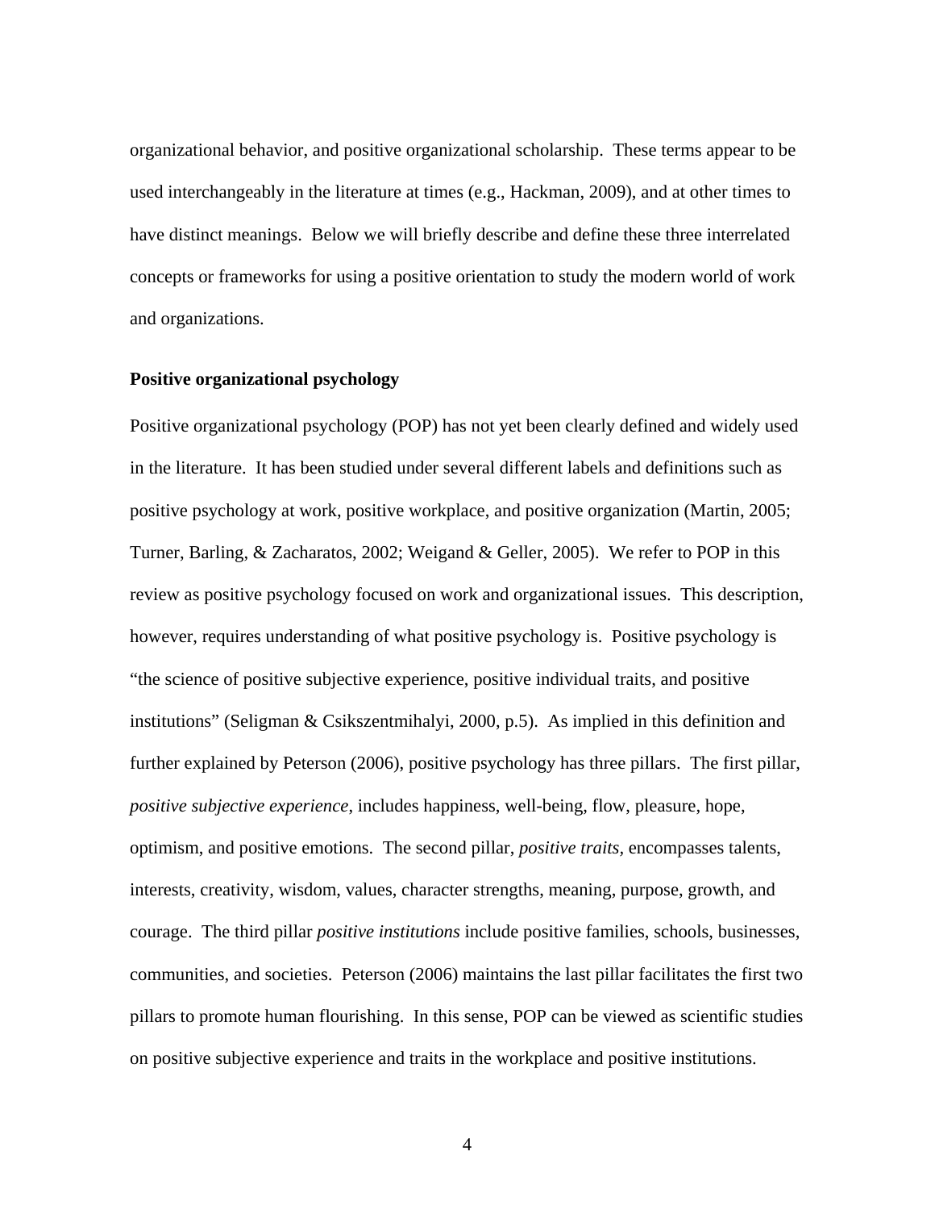organizational behavior, and positive organizational scholarship. These terms appear to be used interchangeably in the literature at times (e.g., Hackman, 2009), and at other times to have distinct meanings. Below we will briefly describe and define these three interrelated concepts or frameworks for using a positive orientation to study the modern world of work and organizations.

**Positive organizational psychology**

Positive organizational psychology (POP) has not yet been clearly defined and widely used in the literature. It has been studied under several different labels and definitions such as positive psychology at work, positive workplace, and positive organization (Martin, 2005; Turner, Barling, & Zacharatos, 2002; Weigand & Geller, 2005). We refer to POP in this review as positive psychology focused on work and organizational issues. This description, however, requires understanding of what positive psychology is. Positive psychology is "the science of positive subjective experience, positive individual traits, and positive institutions" (Seligman & Csikszentmihalyi, 2000, p.5). As implied in this definition and further explained by Peterson (2006), positive psychology has three pillars. The first pillar, *positive subjective experience*, includes happiness, well-being, flow, pleasure, hope, optimism, and positive emotions. The second pillar, *positive traits*, encompasses talents, interests, creativity, wisdom, values, character strengths, meaning, purpose, growth, and courage. The third pillar *positive institutions* include positive families, schools, businesses, communities, and societies. Peterson (2006) maintains the last pillar facilitates the first two pillars to promote human flourishing. In this sense, POP can be viewed as scientific studies on positive subjective experience and traits in the workplace and positive institutions.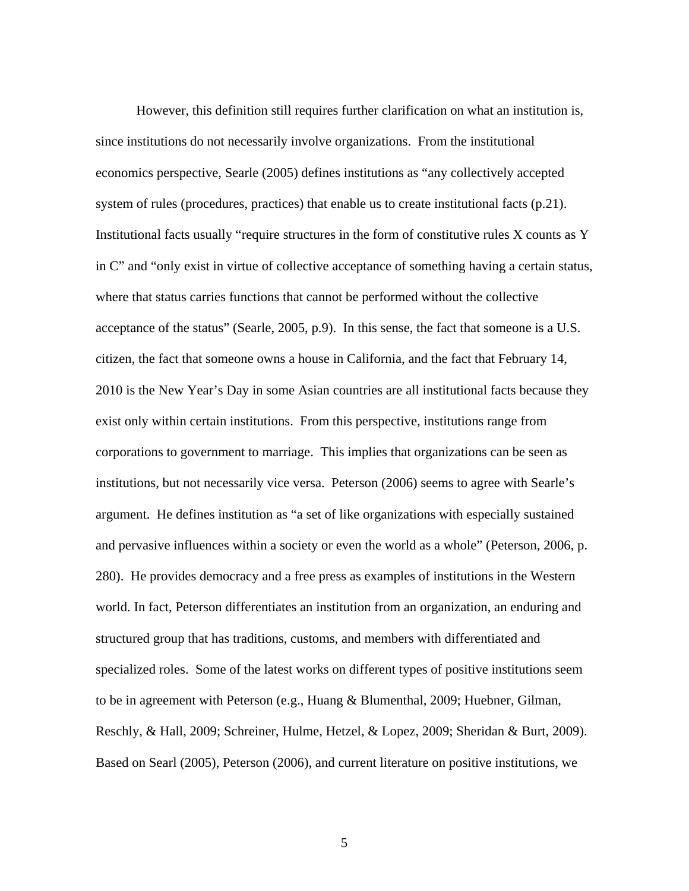However, this definition still requires further clarification on what an institution is, since institutions do not necessarily involve organizations. From the institutional economics perspective, Searle (2005) defines institutions as "any collectively accepted system of rules (procedures, practices) that enable us to create institutional facts (p.21). Institutional facts usually "require structures in the form of constitutive rules X counts as Y in C" and "only exist in virtue of collective acceptance of something having a certain status, where that status carries functions that cannot be performed without the collective acceptance of the status" (Searle, 2005, p.9). In this sense, the fact that someone is a U.S. citizen, the fact that someone owns a house in California, and the fact that February 14, 2010 is the New Year's Day in some Asian countries are all institutional facts because they exist only within certain institutions. From this perspective, institutions range from corporations to government to marriage. This implies that organizations can be seen as institutions, but not necessarily vice versa. Peterson (2006) seems to agree with Searle's argument. He defines institution as "a set of like organizations with especially sustained and pervasive influences within a society or even the world as a whole" (Peterson, 2006, p. 280). He provides democracy and a free press as examples of institutions in the Western world. In fact, Peterson differentiates an institution from an organization, an enduring and structured group that has traditions, customs, and members with differentiated and specialized roles. Some of the latest works on different types of positive institutions seem to be in agreement with Peterson (e.g., Huang & Blumenthal, 2009; Huebner, Gilman, Reschly, & Hall, 2009; Schreiner, Hulme, Hetzel, & Lopez, 2009; Sheridan & Burt, 2009). Based on Searl (2005), Peterson (2006), and current literature on positive institutions, we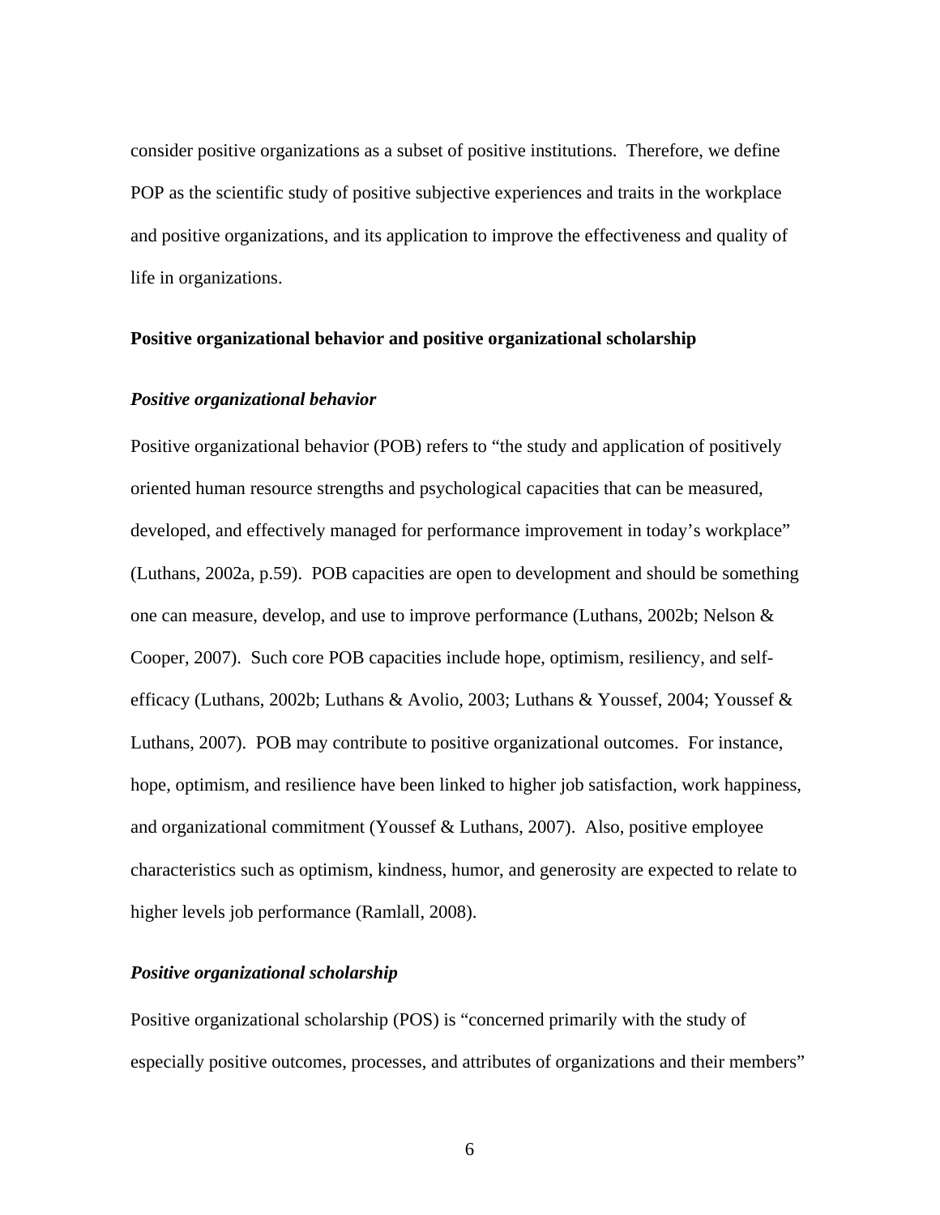consider positive organizations as a subset of positive institutions. Therefore, we define POP as the scientific study of positive subjective experiences and traits in the workplace and positive organizations, and its application to improve the effectiveness and quality of life in organizations.

## Positive organizational behavior and positive organizational scholarship

### *Positive organizational behavior*

Positive organizational behavior (POB) refers to "the study and application of positively oriented human resource strengths and psychological capacities that can be measured, developed, and effectively managed for performance improvement in today's workplace" (Luthans, 2002a, p.59). POB capacities are open to development and should be something one can measure, develop, and use to improve performance (Luthans, 2002b; Nelson & Cooper, 2007). Such core POB capacities include hope, optimism, resiliency, and self-efficacy (Luthans, 2002b; Luthans & Avolio, 2003; Luthans & Youssef, 2004; Youssef & Luthans, 2007). POB may contribute to positive organizational outcomes. For instance, hope, optimism, and resilience have been linked to higher job satisfaction, work happiness, and organizational commitment (Youssef & Luthans, 2007). Also, positive employee characteristics such as optimism, kindness, humor, and generosity are expected to relate to higher levels job performance (Ramlall, 2008).

### *Positive organizational scholarship*

Positive organizational scholarship (POS) is "concerned primarily with the study of especially positive outcomes, processes, and attributes of organizations and their members"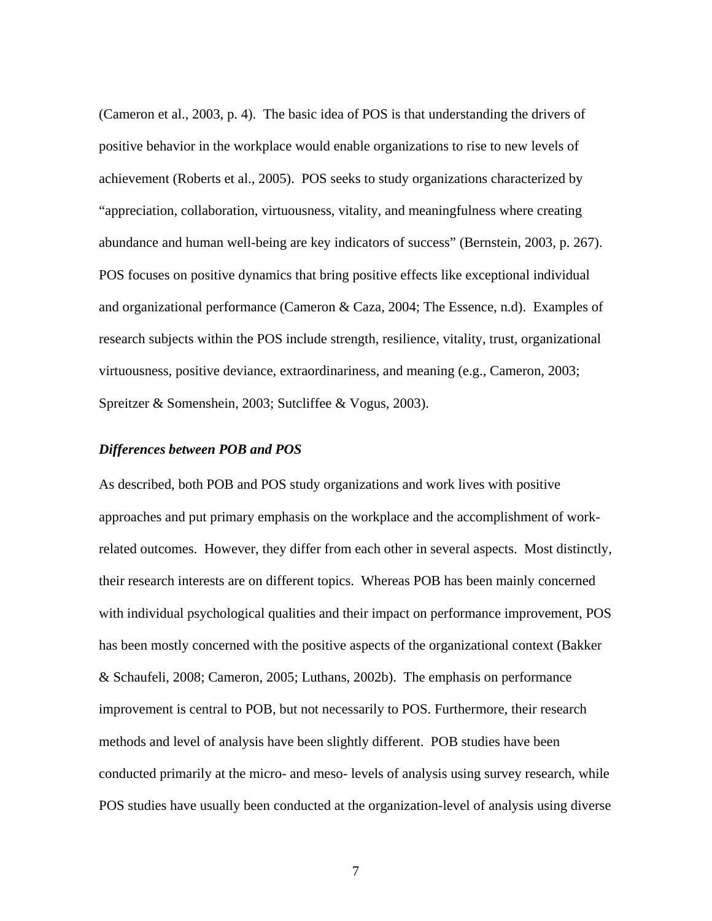(Cameron et al., 2003, p. 4). The basic idea of POS is that understanding the drivers of positive behavior in the workplace would enable organizations to rise to new levels of achievement (Roberts et al., 2005). POS seeks to study organizations characterized by "appreciation, collaboration, virtuousness, vitality, and meaningfulness where creating abundance and human well-being are key indicators of success" (Bernstein, 2003, p. 267). POS focuses on positive dynamics that bring positive effects like exceptional individual and organizational performance (Cameron & Caza, 2004; The Essence, n.d). Examples of research subjects within the POS include strength, resilience, vitality, trust, organizational virtuousness, positive deviance, extraordinariness, and meaning (e.g., Cameron, 2003; Spreitzer & Somenshein, 2003; Sutcliffee & Vogus, 2003).

### *Differences between POB and POS*

As described, both POB and POS study organizations and work lives with positive approaches and put primary emphasis on the workplace and the accomplishment of work-related outcomes. However, they differ from each other in several aspects. Most distinctly, their research interests are on different topics. Whereas POB has been mainly concerned with individual psychological qualities and their impact on performance improvement, POS has been mostly concerned with the positive aspects of the organizational context (Bakker & Schaufeli, 2008; Cameron, 2005; Luthans, 2002b). The emphasis on performance improvement is central to POB, but not necessarily to POS. Furthermore, their research methods and level of analysis have been slightly different. POB studies have been conducted primarily at the micro- and meso- levels of analysis using survey research, while POS studies have usually been conducted at the organization-level of analysis using diverse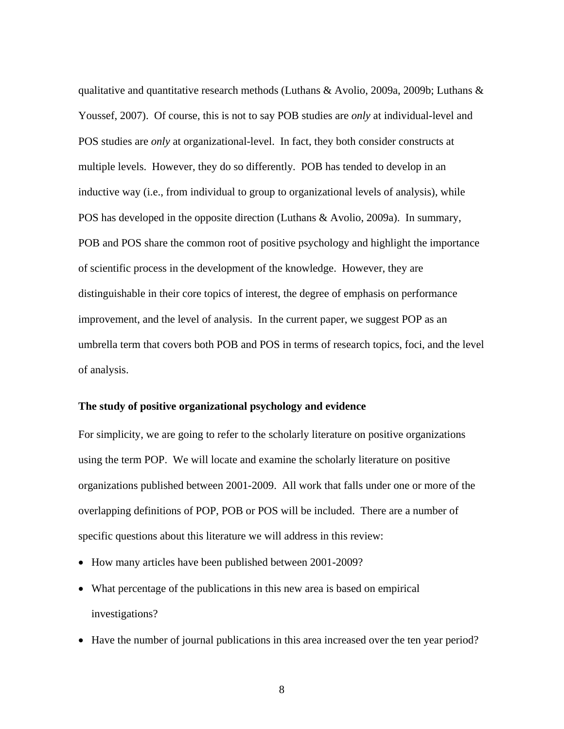qualitative and quantitative research methods (Luthans & Avolio, 2009a, 2009b; Luthans & Youssef, 2007). Of course, this is not to say POB studies are *only* at individual-level and POS studies are *only* at organizational-level. In fact, they both consider constructs at multiple levels. However, they do so differently. POB has tended to develop in an inductive way (i.e., from individual to group to organizational levels of analysis), while POS has developed in the opposite direction (Luthans & Avolio, 2009a). In summary, POB and POS share the common root of positive psychology and highlight the importance of scientific process in the development of the knowledge. However, they are distinguishable in their core topics of interest, the degree of emphasis on performance improvement, and the level of analysis. In the current paper, we suggest POP as an umbrella term that covers both POB and POS in terms of research topics, foci, and the level of analysis.

**The study of positive organizational psychology and evidence**

For simplicity, we are going to refer to the scholarly literature on positive organizations using the term POP. We will locate and examine the scholarly literature on positive organizations published between 2001-2009. All work that falls under one or more of the overlapping definitions of POP, POB or POS will be included. There are a number of specific questions about this literature we will address in this review:

- How many articles have been published between 2001-2009?
- What percentage of the publications in this new area is based on empirical investigations?
- Have the number of journal publications in this area increased over the ten year period?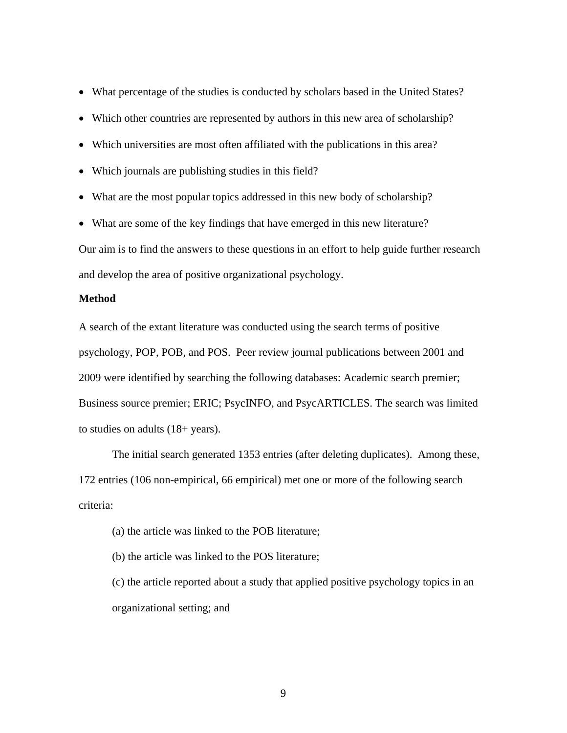- What percentage of the studies is conducted by scholars based in the United States?
- Which other countries are represented by authors in this new area of scholarship?
- Which universities are most often affiliated with the publications in this area?
- Which journals are publishing studies in this field?
- What are the most popular topics addressed in this new body of scholarship?
- What are some of the key findings that have emerged in this new literature?

Our aim is to find the answers to these questions in an effort to help guide further research and develop the area of positive organizational psychology.

**Method**

A search of the extant literature was conducted using the search terms of positive psychology, POP, POB, and POS. Peer review journal publications between 2001 and 2009 were identified by searching the following databases: Academic search premier; Business source premier; ERIC; PsycINFO, and PsycARTICLES. The search was limited to studies on adults (18+ years).

The initial search generated 1353 entries (after deleting duplicates). Among these, 172 entries (106 non-empirical, 66 empirical) met one or more of the following search criteria:

(a) the article was linked to the POB literature;

(b) the article was linked to the POS literature;

(c) the article reported about a study that applied positive psychology topics in an organizational setting; and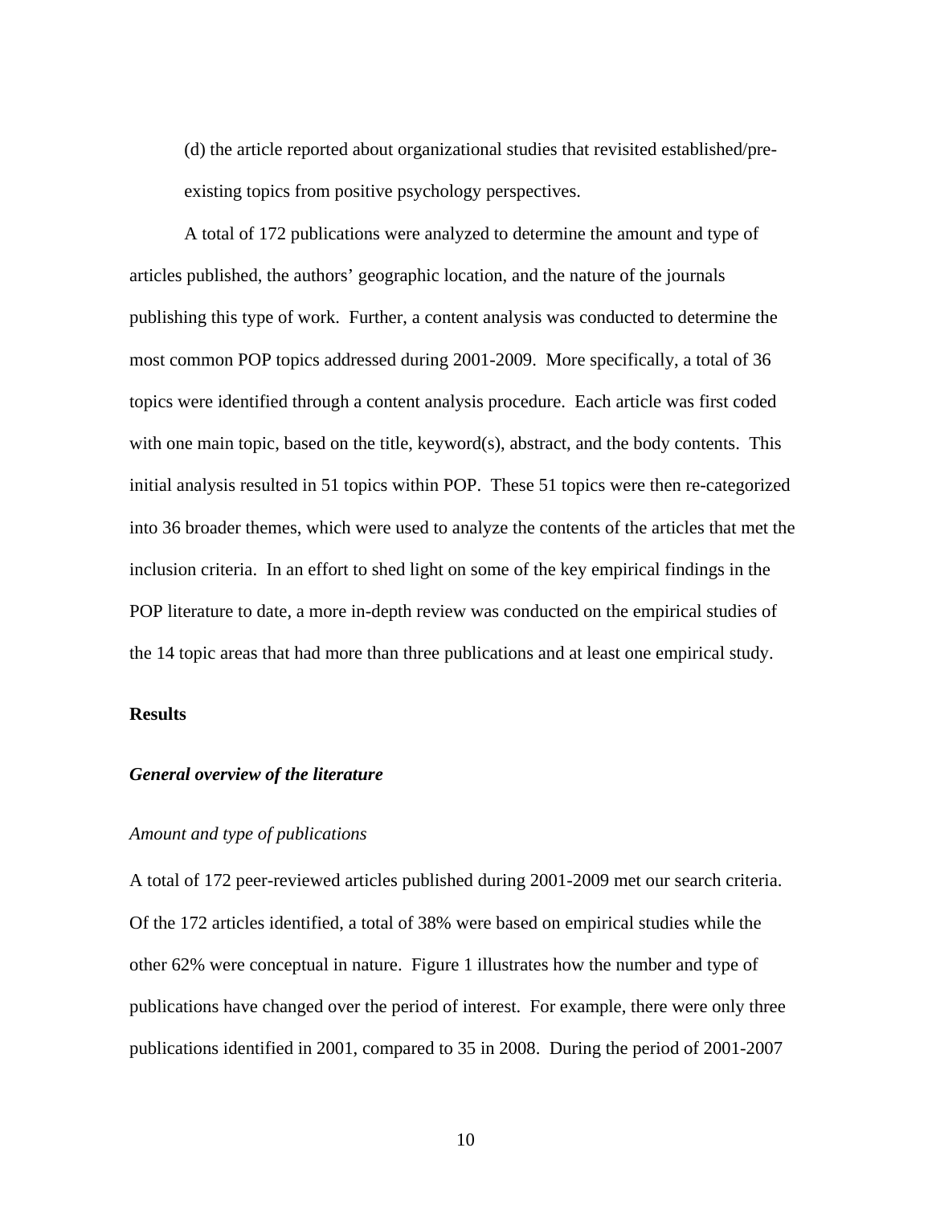(d) the article reported about organizational studies that revisited established/pre-existing topics from positive psychology perspectives.

A total of 172 publications were analyzed to determine the amount and type of articles published, the authors' geographic location, and the nature of the journals publishing this type of work. Further, a content analysis was conducted to determine the most common POP topics addressed during 2001-2009. More specifically, a total of 36 topics were identified through a content analysis procedure. Each article was first coded with one main topic, based on the title, keyword(s), abstract, and the body contents. This initial analysis resulted in 51 topics within POP. These 51 topics were then re-categorized into 36 broader themes, which were used to analyze the contents of the articles that met the inclusion criteria. In an effort to shed light on some of the key empirical findings in the POP literature to date, a more in-depth review was conducted on the empirical studies of the 14 topic areas that had more than three publications and at least one empirical study.

## Results

### *General overview of the literature*

#### *Amount and type of publications*

A total of 172 peer-reviewed articles published during 2001-2009 met our search criteria. Of the 172 articles identified, a total of 38% were based on empirical studies while the other 62% were conceptual in nature. Figure 1 illustrates how the number and type of publications have changed over the period of interest. For example, there were only three publications identified in 2001, compared to 35 in 2008. During the period of 2001-2007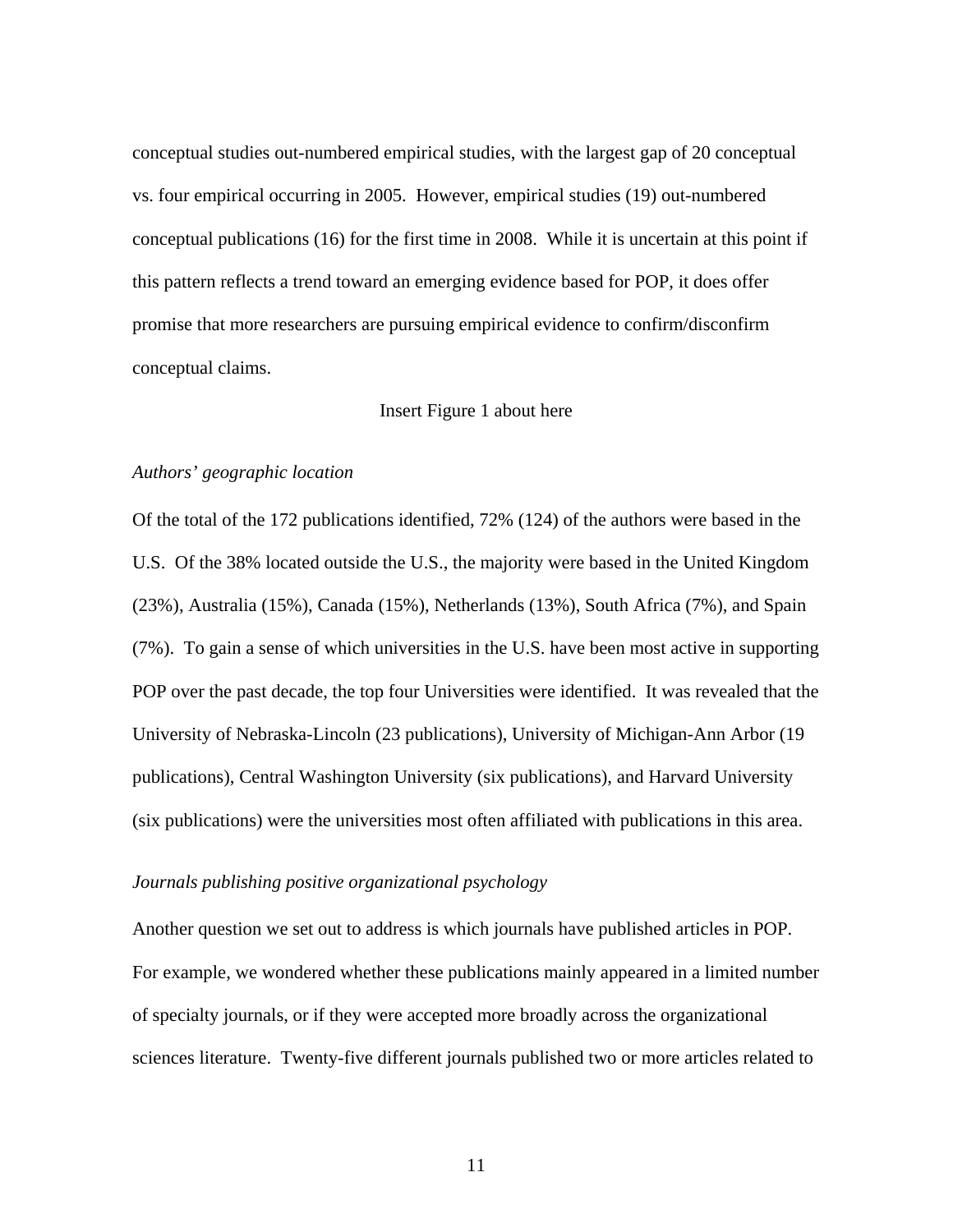conceptual studies out-numbered empirical studies, with the largest gap of 20 conceptual vs. four empirical occurring in 2005. However, empirical studies (19) out-numbered conceptual publications (16) for the first time in 2008. While it is uncertain at this point if this pattern reflects a trend toward an emerging evidence based for POP, it does offer promise that more researchers are pursuing empirical evidence to confirm/disconfirm conceptual claims.

Insert Figure 1 about here

*Authors' geographic location*

Of the total of the 172 publications identified, 72% (124) of the authors were based in the U.S. Of the 38% located outside the U.S., the majority were based in the United Kingdom (23%), Australia (15%), Canada (15%), Netherlands (13%), South Africa (7%), and Spain (7%). To gain a sense of which universities in the U.S. have been most active in supporting POP over the past decade, the top four Universities were identified. It was revealed that the University of Nebraska-Lincoln (23 publications), University of Michigan-Ann Arbor (19 publications), Central Washington University (six publications), and Harvard University (six publications) were the universities most often affiliated with publications in this area.

*Journals publishing positive organizational psychology*

Another question we set out to address is which journals have published articles in POP. For example, we wondered whether these publications mainly appeared in a limited number of specialty journals, or if they were accepted more broadly across the organizational sciences literature. Twenty-five different journals published two or more articles related to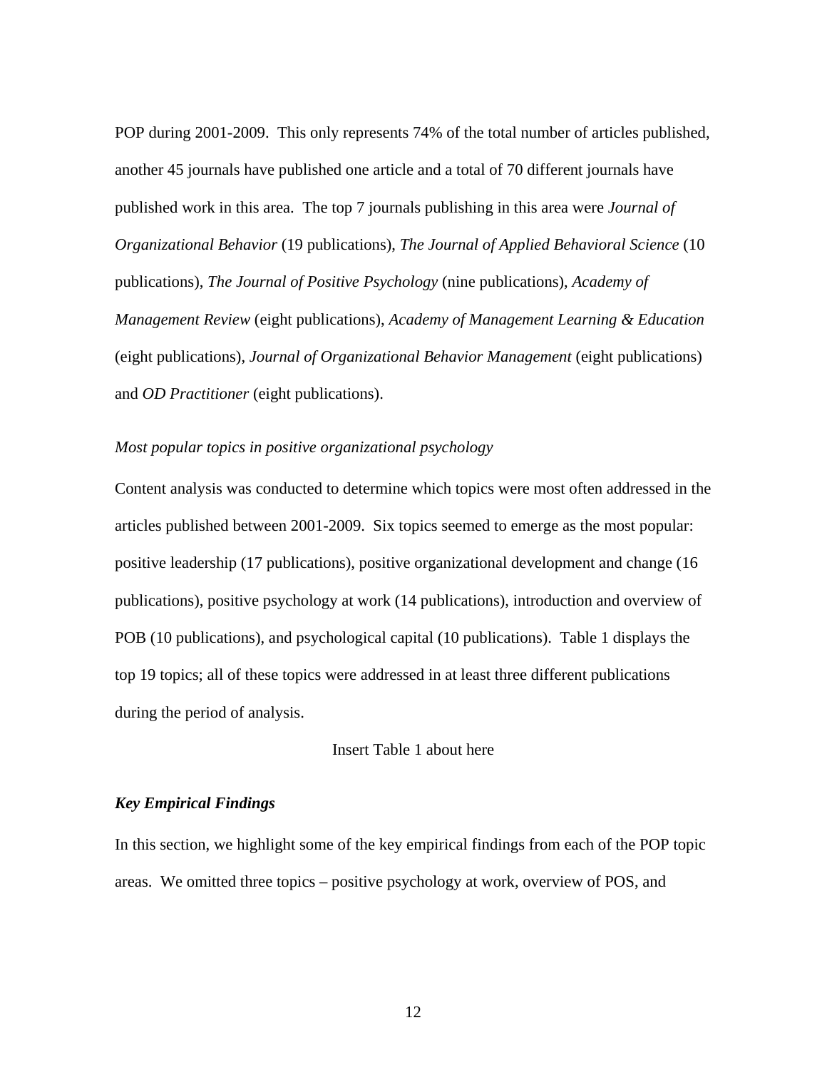POP during 2001-2009. This only represents 74% of the total number of articles published, another 45 journals have published one article and a total of 70 different journals have published work in this area. The top 7 journals publishing in this area were *Journal of Organizational Behavior* (19 publications), *The Journal of Applied Behavioral Science* (10 publications), *The Journal of Positive Psychology* (nine publications), *Academy of Management Review* (eight publications), *Academy of Management Learning & Education* (eight publications), *Journal of Organizational Behavior Management* (eight publications) and *OD Practitioner* (eight publications).

*Most popular topics in positive organizational psychology*

Content analysis was conducted to determine which topics were most often addressed in the articles published between 2001-2009. Six topics seemed to emerge as the most popular: positive leadership (17 publications), positive organizational development and change (16 publications), positive psychology at work (14 publications), introduction and overview of POB (10 publications), and psychological capital (10 publications). Table 1 displays the top 19 topics; all of these topics were addressed in at least three different publications during the period of analysis.

Insert Table 1 about here

***Key Empirical Findings***

In this section, we highlight some of the key empirical findings from each of the POP topic areas. We omitted three topics – positive psychology at work, overview of POS, and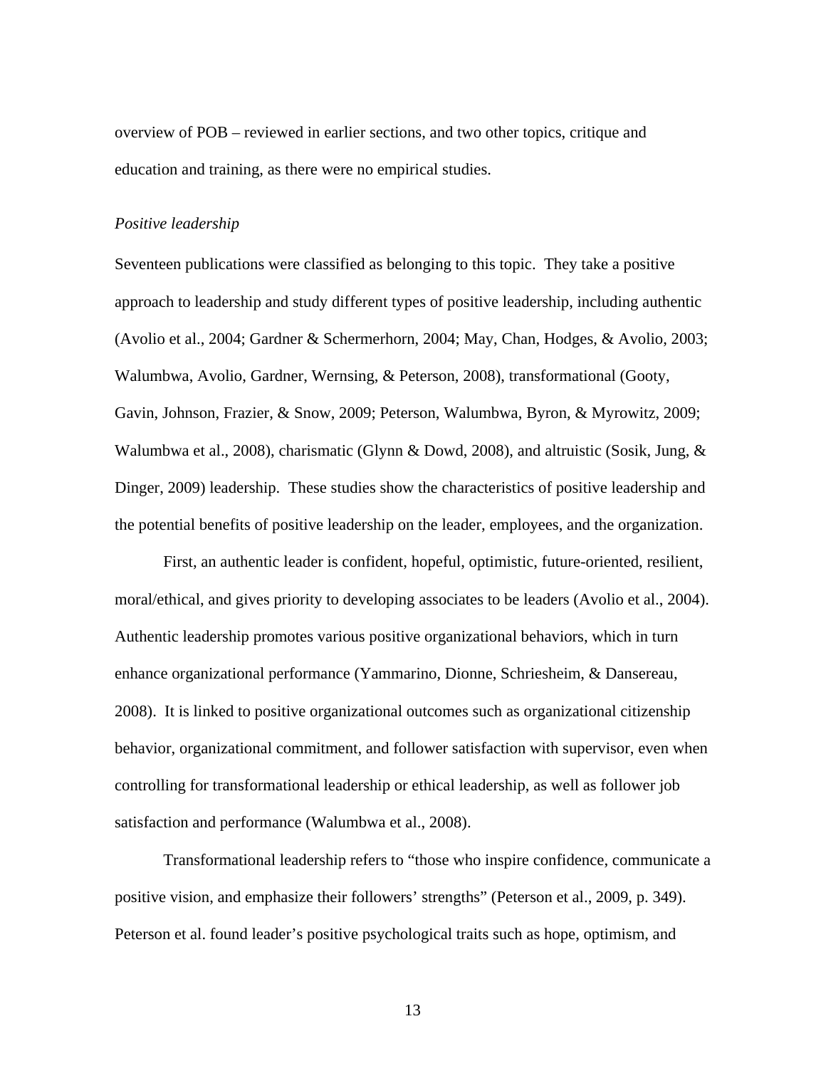overview of POB – reviewed in earlier sections, and two other topics, critique and education and training, as there were no empirical studies.

### *Positive leadership*

Seventeen publications were classified as belonging to this topic. They take a positive approach to leadership and study different types of positive leadership, including authentic (Avolio et al., 2004; Gardner & Schermerhorn, 2004; May, Chan, Hodges, & Avolio, 2003; Walumbwa, Avolio, Gardner, Wernsing, & Peterson, 2008), transformational (Gooty, Gavin, Johnson, Frazier, & Snow, 2009; Peterson, Walumbwa, Byron, & Myrowitz, 2009; Walumbwa et al., 2008), charismatic (Glynn & Dowd, 2008), and altruistic (Sosik, Jung, & Dinger, 2009) leadership. These studies show the characteristics of positive leadership and the potential benefits of positive leadership on the leader, employees, and the organization.

First, an authentic leader is confident, hopeful, optimistic, future-oriented, resilient, moral/ethical, and gives priority to developing associates to be leaders (Avolio et al., 2004). Authentic leadership promotes various positive organizational behaviors, which in turn enhance organizational performance (Yammarino, Dionne, Schriesheim, & Dansereau, 2008). It is linked to positive organizational outcomes such as organizational citizenship behavior, organizational commitment, and follower satisfaction with supervisor, even when controlling for transformational leadership or ethical leadership, as well as follower job satisfaction and performance (Walumbwa et al., 2008).

Transformational leadership refers to "those who inspire confidence, communicate a positive vision, and emphasize their followers' strengths" (Peterson et al., 2009, p. 349). Peterson et al. found leader's positive psychological traits such as hope, optimism, and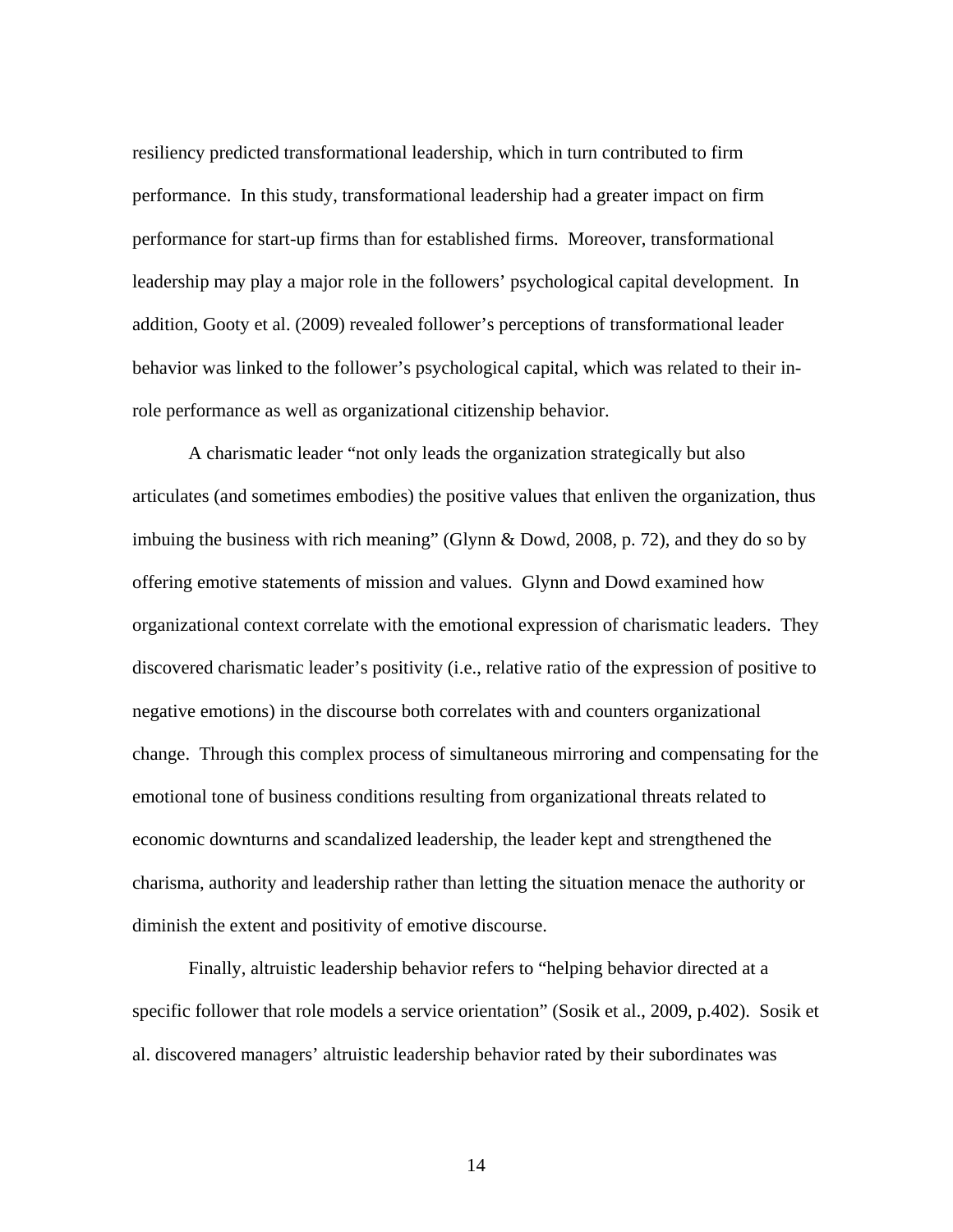resiliency predicted transformational leadership, which in turn contributed to firm performance. In this study, transformational leadership had a greater impact on firm performance for start-up firms than for established firms. Moreover, transformational leadership may play a major role in the followers' psychological capital development. In addition, Gooty et al. (2009) revealed follower's perceptions of transformational leader behavior was linked to the follower's psychological capital, which was related to their in-role performance as well as organizational citizenship behavior.

A charismatic leader "not only leads the organization strategically but also articulates (and sometimes embodies) the positive values that enliven the organization, thus imbuing the business with rich meaning" (Glynn & Dowd, 2008, p. 72), and they do so by offering emotive statements of mission and values. Glynn and Dowd examined how organizational context correlate with the emotional expression of charismatic leaders. They discovered charismatic leader's positivity (i.e., relative ratio of the expression of positive to negative emotions) in the discourse both correlates with and counters organizational change. Through this complex process of simultaneous mirroring and compensating for the emotional tone of business conditions resulting from organizational threats related to economic downturns and scandalized leadership, the leader kept and strengthened the charisma, authority and leadership rather than letting the situation menace the authority or diminish the extent and positivity of emotive discourse.

Finally, altruistic leadership behavior refers to "helping behavior directed at a specific follower that role models a service orientation" (Sosik et al., 2009, p.402). Sosik et al. discovered managers' altruistic leadership behavior rated by their subordinates was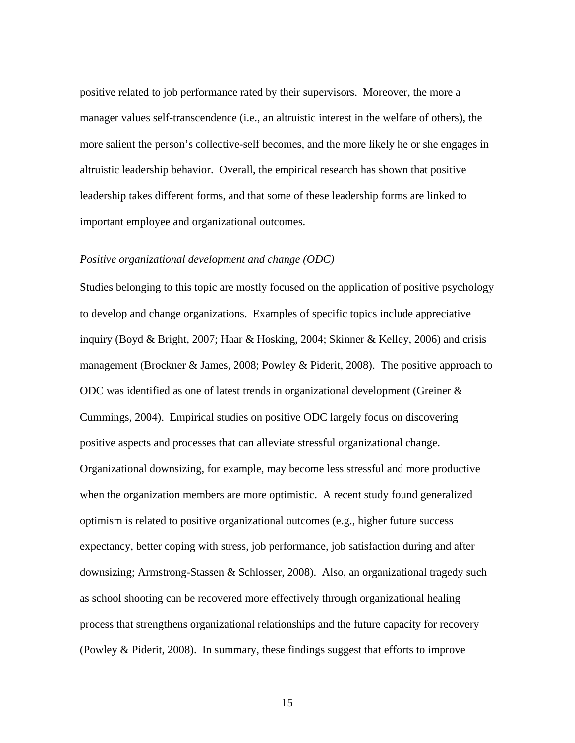positive related to job performance rated by their supervisors. Moreover, the more a manager values self-transcendence (i.e., an altruistic interest in the welfare of others), the more salient the person's collective-self becomes, and the more likely he or she engages in altruistic leadership behavior. Overall, the empirical research has shown that positive leadership takes different forms, and that some of these leadership forms are linked to important employee and organizational outcomes.

*Positive organizational development and change (ODC)*

Studies belonging to this topic are mostly focused on the application of positive psychology to develop and change organizations. Examples of specific topics include appreciative inquiry (Boyd & Bright, 2007; Haar & Hosking, 2004; Skinner & Kelley, 2006) and crisis management (Brockner & James, 2008; Powley & Piderit, 2008). The positive approach to ODC was identified as one of latest trends in organizational development (Greiner & Cummings, 2004). Empirical studies on positive ODC largely focus on discovering positive aspects and processes that can alleviate stressful organizational change. Organizational downsizing, for example, may become less stressful and more productive when the organization members are more optimistic. A recent study found generalized optimism is related to positive organizational outcomes (e.g., higher future success expectancy, better coping with stress, job performance, job satisfaction during and after downsizing; Armstrong-Stassen & Schlosser, 2008). Also, an organizational tragedy such as school shooting can be recovered more effectively through organizational healing process that strengthens organizational relationships and the future capacity for recovery (Powley & Piderit, 2008). In summary, these findings suggest that efforts to improve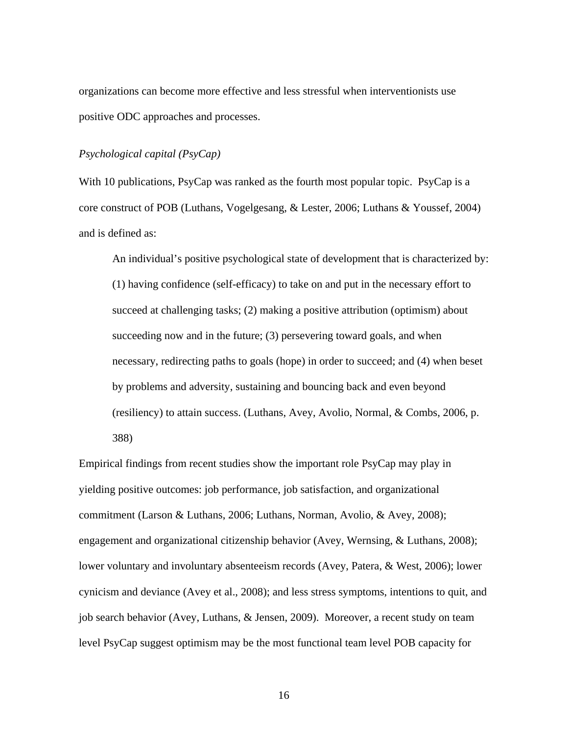organizations can become more effective and less stressful when interventionists use positive ODC approaches and processes.

*Psychological capital (PsyCap)*

With 10 publications, PsyCap was ranked as the fourth most popular topic. PsyCap is a core construct of POB (Luthans, Vogelgesang, & Lester, 2006; Luthans & Youssef, 2004) and is defined as:

> An individual's positive psychological state of development that is characterized by: (1) having confidence (self-efficacy) to take on and put in the necessary effort to succeed at challenging tasks; (2) making a positive attribution (optimism) about succeeding now and in the future; (3) persevering toward goals, and when necessary, redirecting paths to goals (hope) in order to succeed; and (4) when beset by problems and adversity, sustaining and bouncing back and even beyond (resiliency) to attain success. (Luthans, Avey, Avolio, Normal, & Combs, 2006, p. 388)

Empirical findings from recent studies show the important role PsyCap may play in yielding positive outcomes: job performance, job satisfaction, and organizational commitment (Larson & Luthans, 2006; Luthans, Norman, Avolio, & Avey, 2008); engagement and organizational citizenship behavior (Avey, Wernsing, & Luthans, 2008); lower voluntary and involuntary absenteeism records (Avey, Patera, & West, 2006); lower cynicism and deviance (Avey et al., 2008); and less stress symptoms, intentions to quit, and job search behavior (Avey, Luthans, & Jensen, 2009). Moreover, a recent study on team level PsyCap suggest optimism may be the most functional team level POB capacity for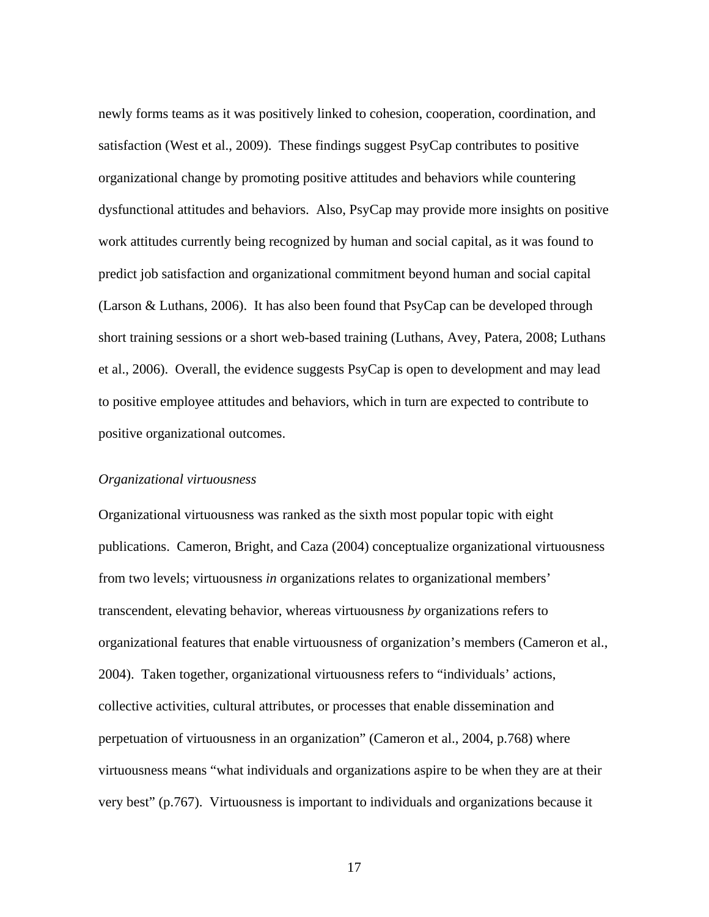newly forms teams as it was positively linked to cohesion, cooperation, coordination, and satisfaction (West et al., 2009). These findings suggest PsyCap contributes to positive organizational change by promoting positive attitudes and behaviors while countering dysfunctional attitudes and behaviors. Also, PsyCap may provide more insights on positive work attitudes currently being recognized by human and social capital, as it was found to predict job satisfaction and organizational commitment beyond human and social capital (Larson & Luthans, 2006). It has also been found that PsyCap can be developed through short training sessions or a short web-based training (Luthans, Avey, Patera, 2008; Luthans et al., 2006). Overall, the evidence suggests PsyCap is open to development and may lead to positive employee attitudes and behaviors, which in turn are expected to contribute to positive organizational outcomes.

*Organizational virtuousness*

Organizational virtuousness was ranked as the sixth most popular topic with eight publications. Cameron, Bright, and Caza (2004) conceptualize organizational virtuousness from two levels; virtuousness *in* organizations relates to organizational members' transcendent, elevating behavior, whereas virtuousness *by* organizations refers to organizational features that enable virtuousness of organization's members (Cameron et al., 2004). Taken together, organizational virtuousness refers to "individuals' actions, collective activities, cultural attributes, or processes that enable dissemination and perpetuation of virtuousness in an organization" (Cameron et al., 2004, p.768) where virtuousness means "what individuals and organizations aspire to be when they are at their very best" (p.767). Virtuousness is important to individuals and organizations because it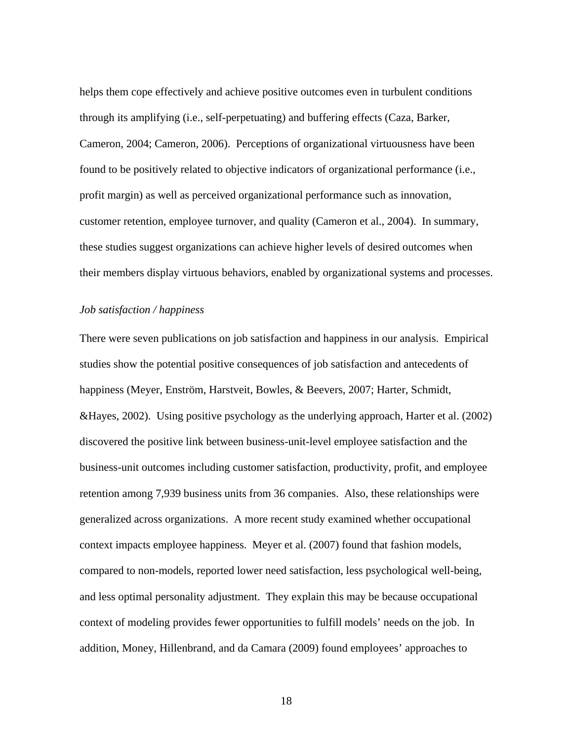helps them cope effectively and achieve positive outcomes even in turbulent conditions through its amplifying (i.e., self-perpetuating) and buffering effects (Caza, Barker, Cameron, 2004; Cameron, 2006). Perceptions of organizational virtuousness have been found to be positively related to objective indicators of organizational performance (i.e., profit margin) as well as perceived organizational performance such as innovation, customer retention, employee turnover, and quality (Cameron et al., 2004). In summary, these studies suggest organizations can achieve higher levels of desired outcomes when their members display virtuous behaviors, enabled by organizational systems and processes.

*Job satisfaction / happiness*

There were seven publications on job satisfaction and happiness in our analysis. Empirical studies show the potential positive consequences of job satisfaction and antecedents of happiness (Meyer, Enström, Harstveit, Bowles, & Beevers, 2007; Harter, Schmidt, &Hayes, 2002). Using positive psychology as the underlying approach, Harter et al. (2002) discovered the positive link between business-unit-level employee satisfaction and the business-unit outcomes including customer satisfaction, productivity, profit, and employee retention among 7,939 business units from 36 companies. Also, these relationships were generalized across organizations. A more recent study examined whether occupational context impacts employee happiness. Meyer et al. (2007) found that fashion models, compared to non-models, reported lower need satisfaction, less psychological well-being, and less optimal personality adjustment. They explain this may be because occupational context of modeling provides fewer opportunities to fulfill models' needs on the job. In addition, Money, Hillenbrand, and da Camara (2009) found employees' approaches to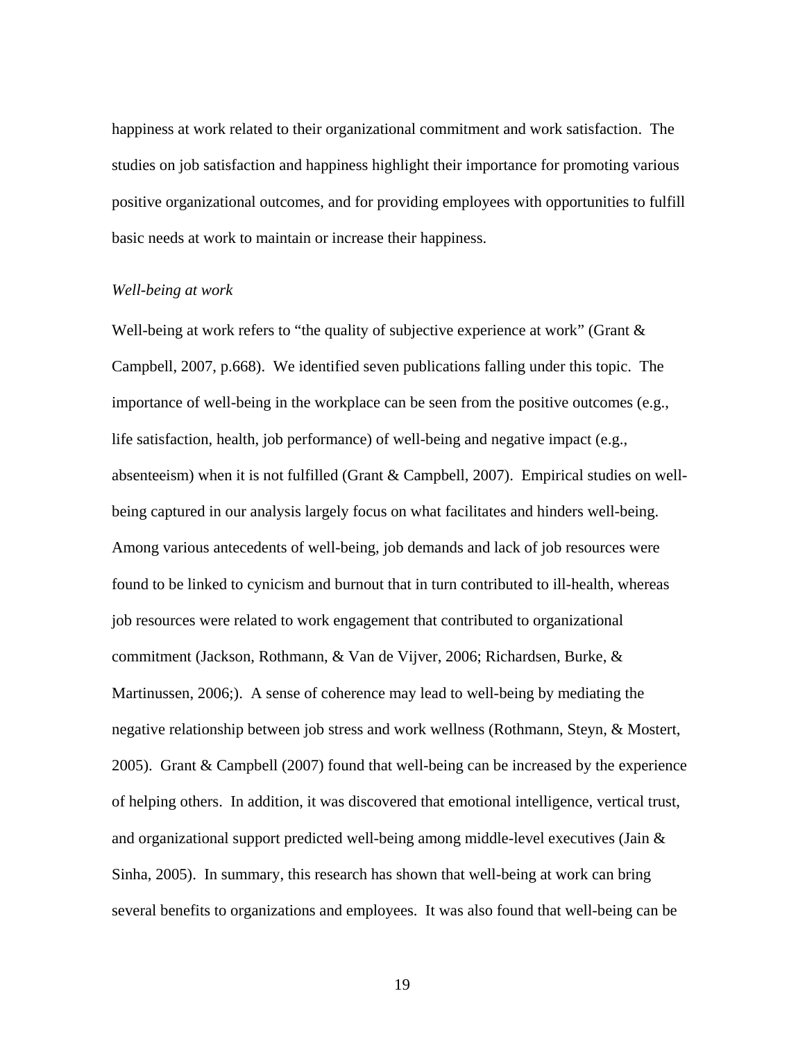happiness at work related to their organizational commitment and work satisfaction. The studies on job satisfaction and happiness highlight their importance for promoting various positive organizational outcomes, and for providing employees with opportunities to fulfill basic needs at work to maintain or increase their happiness.

*Well-being at work*

Well-being at work refers to "the quality of subjective experience at work" (Grant & Campbell, 2007, p.668). We identified seven publications falling under this topic. The importance of well-being in the workplace can be seen from the positive outcomes (e.g., life satisfaction, health, job performance) of well-being and negative impact (e.g., absenteeism) when it is not fulfilled (Grant & Campbell, 2007). Empirical studies on well-being captured in our analysis largely focus on what facilitates and hinders well-being. Among various antecedents of well-being, job demands and lack of job resources were found to be linked to cynicism and burnout that in turn contributed to ill-health, whereas job resources were related to work engagement that contributed to organizational commitment (Jackson, Rothmann, & Van de Vijver, 2006; Richardsen, Burke, & Martinussen, 2006;). A sense of coherence may lead to well-being by mediating the negative relationship between job stress and work wellness (Rothmann, Steyn, & Mostert, 2005). Grant & Campbell (2007) found that well-being can be increased by the experience of helping others. In addition, it was discovered that emotional intelligence, vertical trust, and organizational support predicted well-being among middle-level executives (Jain & Sinha, 2005). In summary, this research has shown that well-being at work can bring several benefits to organizations and employees. It was also found that well-being can be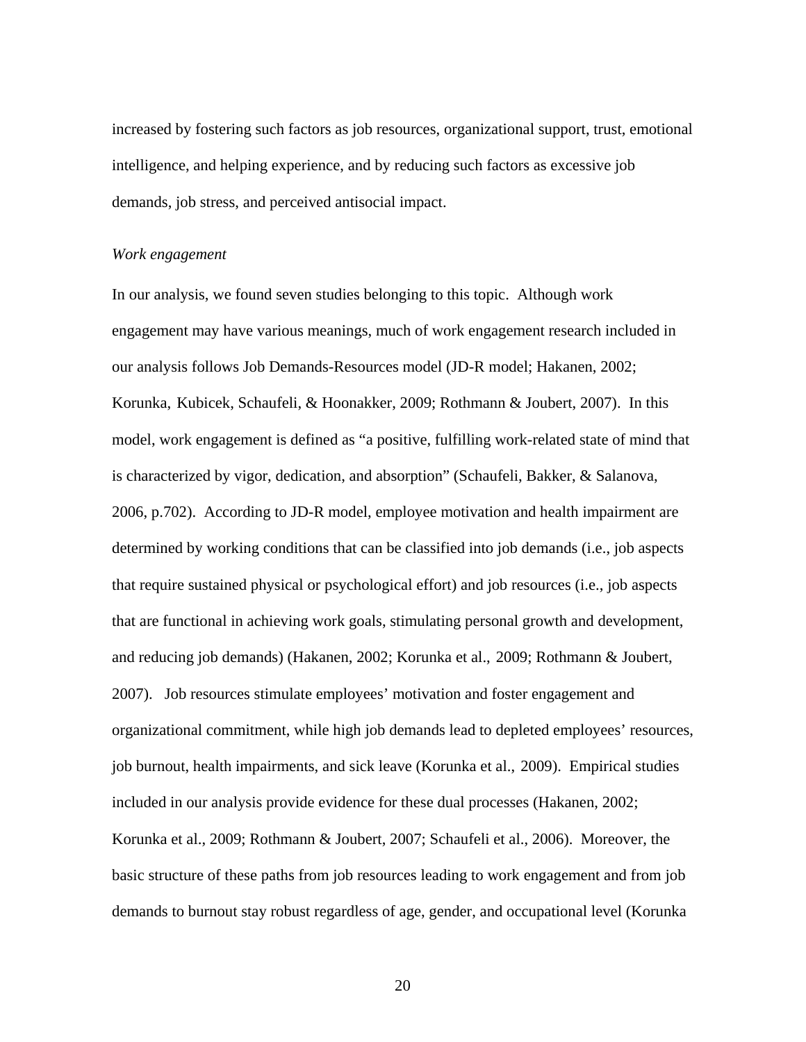increased by fostering such factors as job resources, organizational support, trust, emotional intelligence, and helping experience, and by reducing such factors as excessive job demands, job stress, and perceived antisocial impact.

*Work engagement*

In our analysis, we found seven studies belonging to this topic. Although work engagement may have various meanings, much of work engagement research included in our analysis follows Job Demands-Resources model (JD-R model; Hakanen, 2002; Korunka, Kubicek, Schaufeli, & Hoonakker, 2009; Rothmann & Joubert, 2007). In this model, work engagement is defined as "a positive, fulfilling work-related state of mind that is characterized by vigor, dedication, and absorption" (Schaufeli, Bakker, & Salanova, 2006, p.702). According to JD-R model, employee motivation and health impairment are determined by working conditions that can be classified into job demands (i.e., job aspects that require sustained physical or psychological effort) and job resources (i.e., job aspects that are functional in achieving work goals, stimulating personal growth and development, and reducing job demands) (Hakanen, 2002; Korunka et al., 2009; Rothmann & Joubert, 2007). Job resources stimulate employees' motivation and foster engagement and organizational commitment, while high job demands lead to depleted employees' resources, job burnout, health impairments, and sick leave (Korunka et al., 2009). Empirical studies included in our analysis provide evidence for these dual processes (Hakanen, 2002; Korunka et al., 2009; Rothmann & Joubert, 2007; Schaufeli et al., 2006). Moreover, the basic structure of these paths from job resources leading to work engagement and from job demands to burnout stay robust regardless of age, gender, and occupational level (Korunka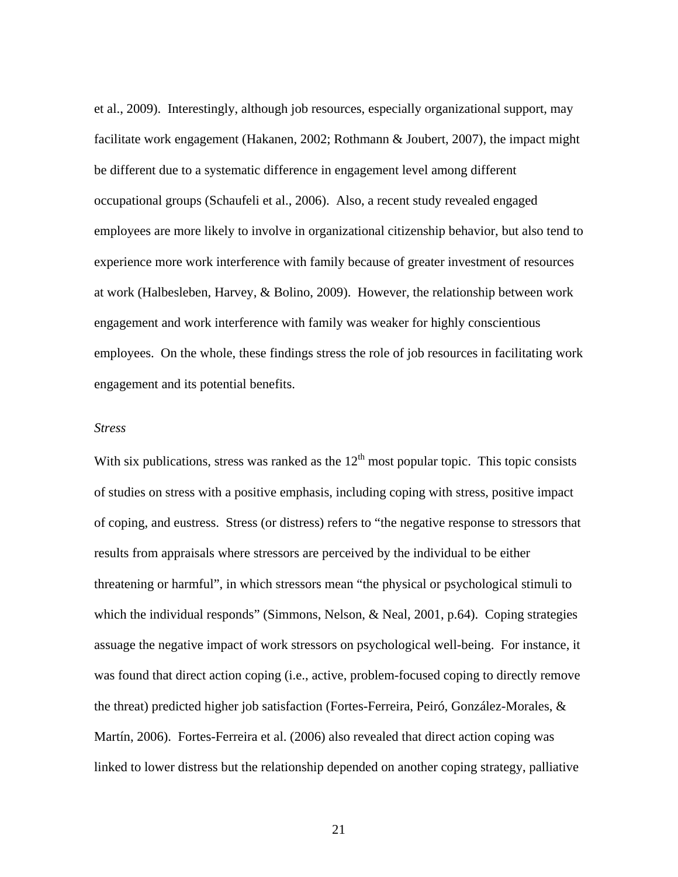et al., 2009). Interestingly, although job resources, especially organizational support, may facilitate work engagement (Hakanen, 2002; Rothmann & Joubert, 2007), the impact might be different due to a systematic difference in engagement level among different occupational groups (Schaufeli et al., 2006). Also, a recent study revealed engaged employees are more likely to involve in organizational citizenship behavior, but also tend to experience more work interference with family because of greater investment of resources at work (Halbesleben, Harvey, & Bolino, 2009). However, the relationship between work engagement and work interference with family was weaker for highly conscientious employees. On the whole, these findings stress the role of job resources in facilitating work engagement and its potential benefits.

*Stress*

With six publications, stress was ranked as the 12th most popular topic. This topic consists of studies on stress with a positive emphasis, including coping with stress, positive impact of coping, and eustress. Stress (or distress) refers to "the negative response to stressors that results from appraisals where stressors are perceived by the individual to be either threatening or harmful", in which stressors mean "the physical or psychological stimuli to which the individual responds" (Simmons, Nelson, & Neal, 2001, p.64). Coping strategies assuage the negative impact of work stressors on psychological well-being. For instance, it was found that direct action coping (i.e., active, problem-focused coping to directly remove the threat) predicted higher job satisfaction (Fortes-Ferreira, Peiró, González-Morales, & Martín, 2006). Fortes-Ferreira et al. (2006) also revealed that direct action coping was linked to lower distress but the relationship depended on another coping strategy, palliative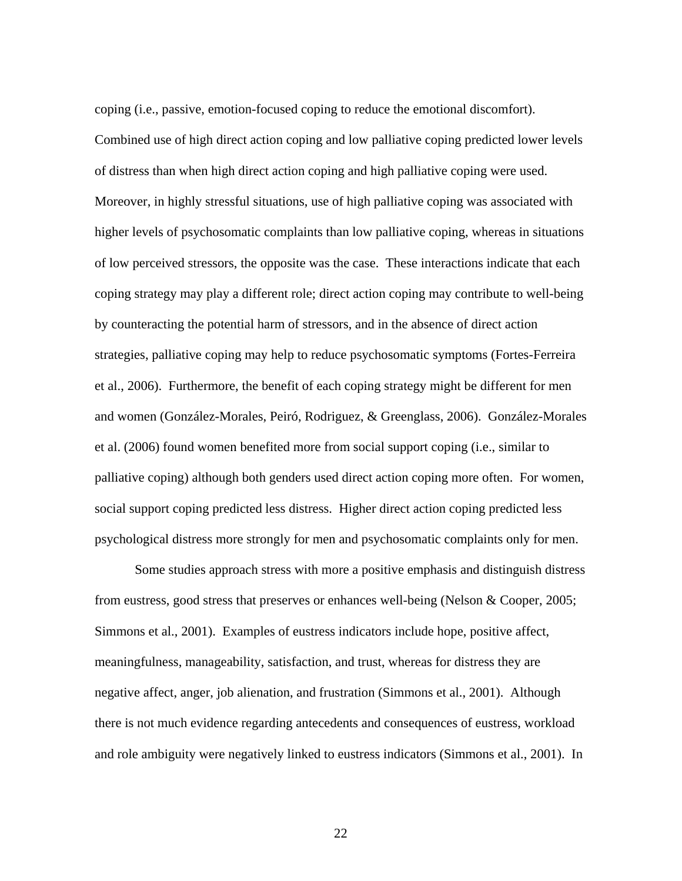coping (i.e., passive, emotion-focused coping to reduce the emotional discomfort). Combined use of high direct action coping and low palliative coping predicted lower levels of distress than when high direct action coping and high palliative coping were used. Moreover, in highly stressful situations, use of high palliative coping was associated with higher levels of psychosomatic complaints than low palliative coping, whereas in situations of low perceived stressors, the opposite was the case. These interactions indicate that each coping strategy may play a different role; direct action coping may contribute to well-being by counteracting the potential harm of stressors, and in the absence of direct action strategies, palliative coping may help to reduce psychosomatic symptoms (Fortes-Ferreira et al., 2006). Furthermore, the benefit of each coping strategy might be different for men and women (González-Morales, Peiró, Rodriguez, & Greenglass, 2006). González-Morales et al. (2006) found women benefited more from social support coping (i.e., similar to palliative coping) although both genders used direct action coping more often. For women, social support coping predicted less distress. Higher direct action coping predicted less psychological distress more strongly for men and psychosomatic complaints only for men.

Some studies approach stress with more a positive emphasis and distinguish distress from eustress, good stress that preserves or enhances well-being (Nelson & Cooper, 2005; Simmons et al., 2001). Examples of eustress indicators include hope, positive affect, meaningfulness, manageability, satisfaction, and trust, whereas for distress they are negative affect, anger, job alienation, and frustration (Simmons et al., 2001). Although there is not much evidence regarding antecedents and consequences of eustress, workload and role ambiguity were negatively linked to eustress indicators (Simmons et al., 2001). In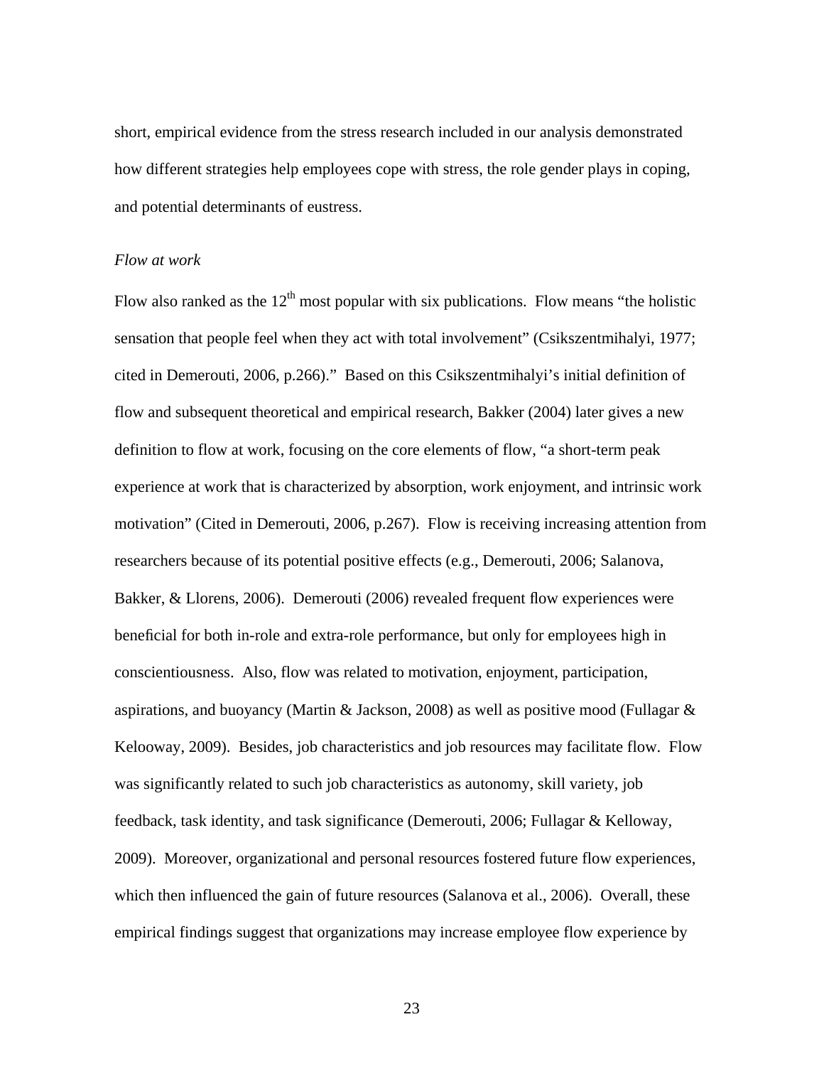short, empirical evidence from the stress research included in our analysis demonstrated how different strategies help employees cope with stress, the role gender plays in coping, and potential determinants of eustress.

*Flow at work*

Flow also ranked as the 12th most popular with six publications. Flow means "the holistic sensation that people feel when they act with total involvement" (Csikszentmihalyi, 1977; cited in Demerouti, 2006, p.266)." Based on this Csikszentmihalyi's initial definition of flow and subsequent theoretical and empirical research, Bakker (2004) later gives a new definition to flow at work, focusing on the core elements of flow, "a short-term peak experience at work that is characterized by absorption, work enjoyment, and intrinsic work motivation" (Cited in Demerouti, 2006, p.267). Flow is receiving increasing attention from researchers because of its potential positive effects (e.g., Demerouti, 2006; Salanova, Bakker, & Llorens, 2006). Demerouti (2006) revealed frequent flow experiences were beneficial for both in-role and extra-role performance, but only for employees high in conscientiousness. Also, flow was related to motivation, enjoyment, participation, aspirations, and buoyancy (Martin & Jackson, 2008) as well as positive mood (Fullagar & Kelooway, 2009). Besides, job characteristics and job resources may facilitate flow. Flow was significantly related to such job characteristics as autonomy, skill variety, job feedback, task identity, and task significance (Demerouti, 2006; Fullagar & Kelloway, 2009). Moreover, organizational and personal resources fostered future flow experiences, which then influenced the gain of future resources (Salanova et al., 2006). Overall, these empirical findings suggest that organizations may increase employee flow experience by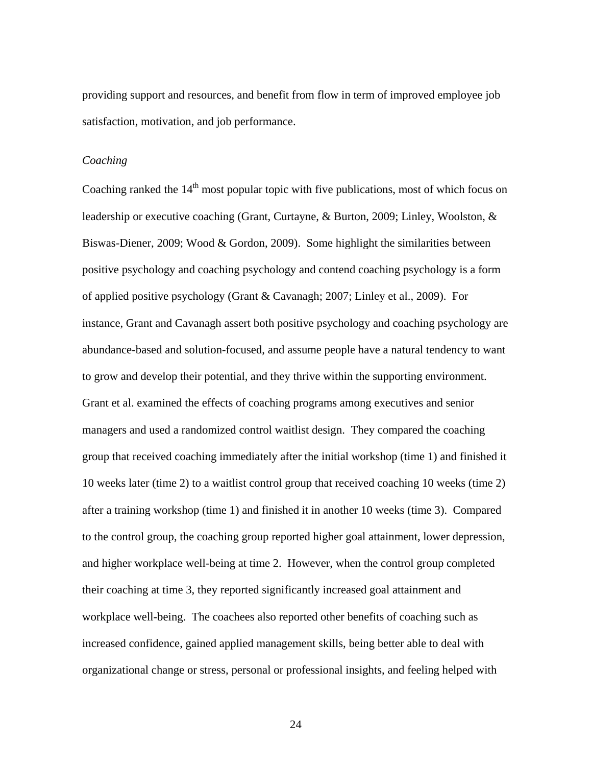providing support and resources, and benefit from flow in term of improved employee job satisfaction, motivation, and job performance.

*Coaching*

Coaching ranked the 14th most popular topic with five publications, most of which focus on leadership or executive coaching (Grant, Curtayne, & Burton, 2009; Linley, Woolston, & Biswas-Diener, 2009; Wood & Gordon, 2009). Some highlight the similarities between positive psychology and coaching psychology and contend coaching psychology is a form of applied positive psychology (Grant & Cavanagh; 2007; Linley et al., 2009). For instance, Grant and Cavanagh assert both positive psychology and coaching psychology are abundance-based and solution-focused, and assume people have a natural tendency to want to grow and develop their potential, and they thrive within the supporting environment. Grant et al. examined the effects of coaching programs among executives and senior managers and used a randomized control waitlist design. They compared the coaching group that received coaching immediately after the initial workshop (time 1) and finished it 10 weeks later (time 2) to a waitlist control group that received coaching 10 weeks (time 2) after a training workshop (time 1) and finished it in another 10 weeks (time 3). Compared to the control group, the coaching group reported higher goal attainment, lower depression, and higher workplace well-being at time 2. However, when the control group completed their coaching at time 3, they reported significantly increased goal attainment and workplace well-being. The coachees also reported other benefits of coaching such as increased confidence, gained applied management skills, being better able to deal with organizational change or stress, personal or professional insights, and feeling helped with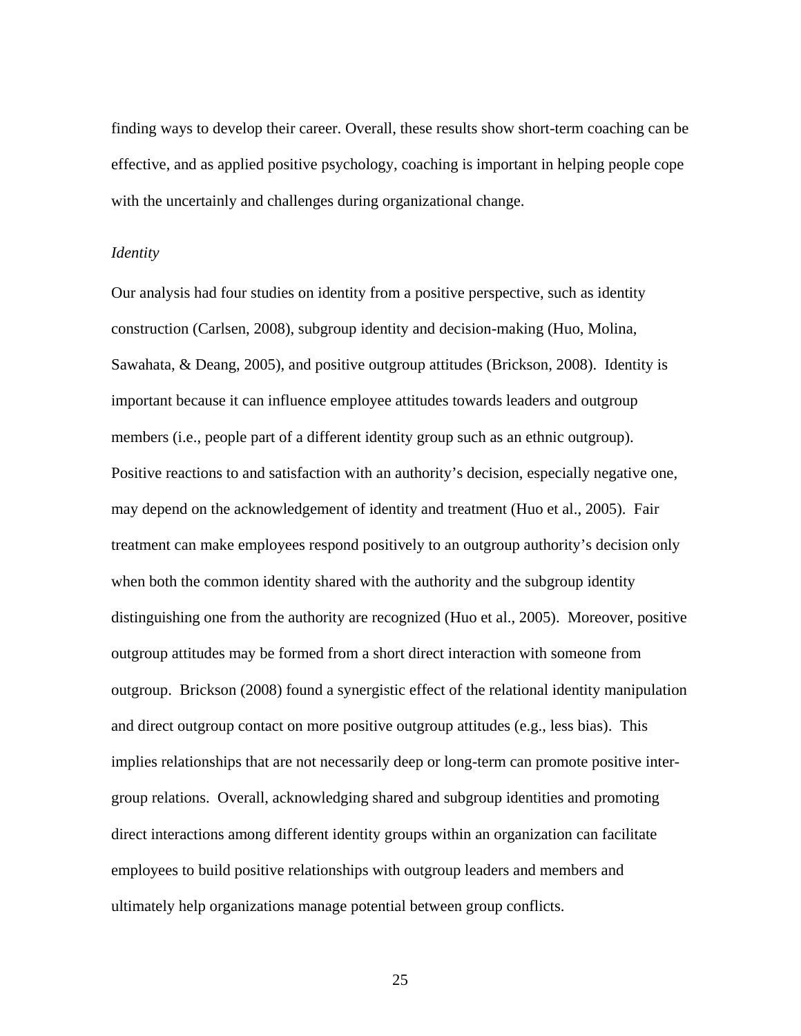finding ways to develop their career. Overall, these results show short-term coaching can be effective, and as applied positive psychology, coaching is important in helping people cope with the uncertainly and challenges during organizational change.

*Identity*

Our analysis had four studies on identity from a positive perspective, such as identity construction (Carlsen, 2008), subgroup identity and decision-making (Huo, Molina, Sawahata, & Deang, 2005), and positive outgroup attitudes (Brickson, 2008). Identity is important because it can influence employee attitudes towards leaders and outgroup members (i.e., people part of a different identity group such as an ethnic outgroup). Positive reactions to and satisfaction with an authority's decision, especially negative one, may depend on the acknowledgement of identity and treatment (Huo et al., 2005). Fair treatment can make employees respond positively to an outgroup authority's decision only when both the common identity shared with the authority and the subgroup identity distinguishing one from the authority are recognized (Huo et al., 2005). Moreover, positive outgroup attitudes may be formed from a short direct interaction with someone from outgroup. Brickson (2008) found a synergistic effect of the relational identity manipulation and direct outgroup contact on more positive outgroup attitudes (e.g., less bias). This implies relationships that are not necessarily deep or long-term can promote positive inter-group relations. Overall, acknowledging shared and subgroup identities and promoting direct interactions among different identity groups within an organization can facilitate employees to build positive relationships with outgroup leaders and members and ultimately help organizations manage potential between group conflicts.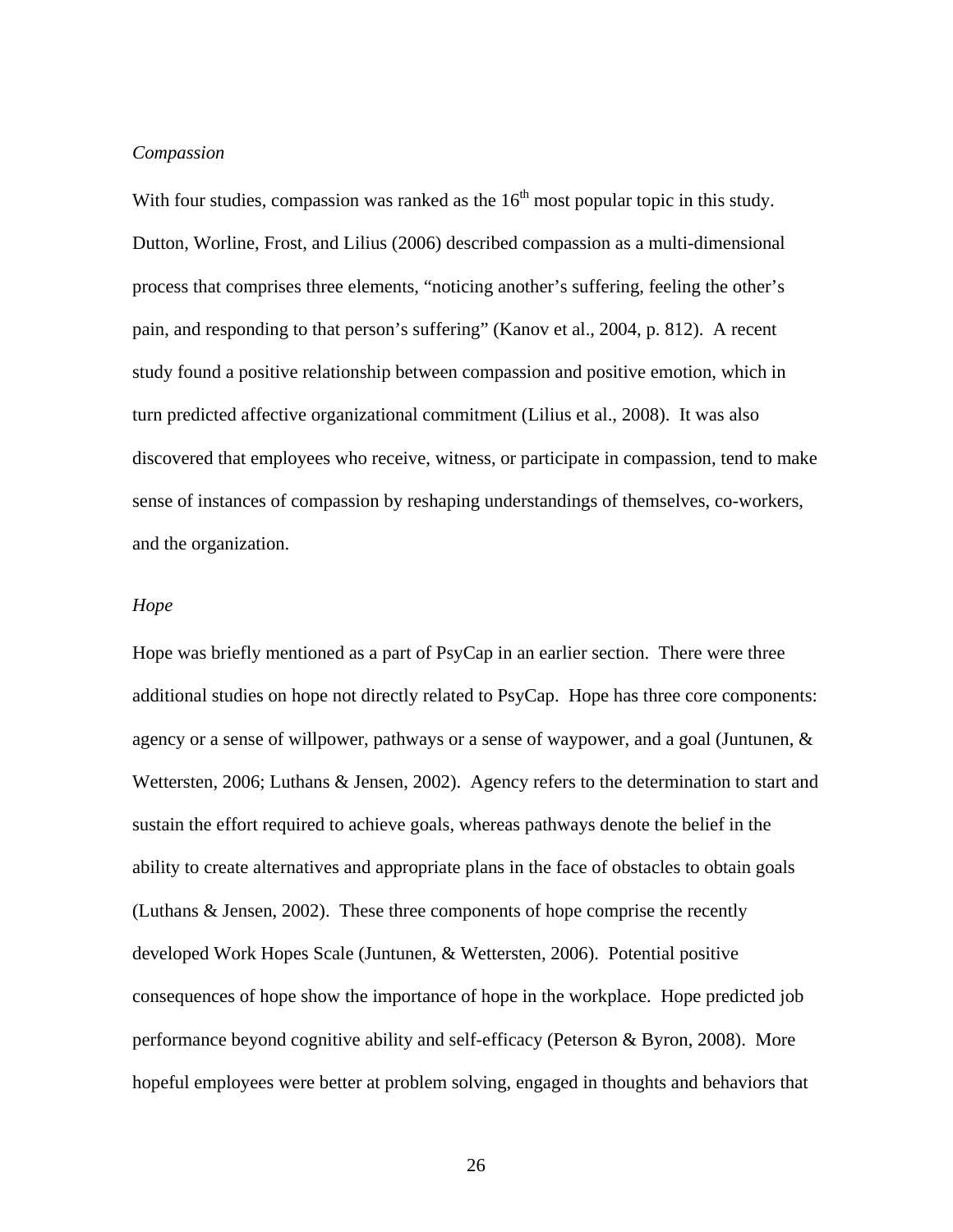*Compassion*

With four studies, compassion was ranked as the 16th most popular topic in this study. Dutton, Worline, Frost, and Lilius (2006) described compassion as a multi-dimensional process that comprises three elements, "noticing another's suffering, feeling the other's pain, and responding to that person's suffering" (Kanov et al., 2004, p. 812). A recent study found a positive relationship between compassion and positive emotion, which in turn predicted affective organizational commitment (Lilius et al., 2008). It was also discovered that employees who receive, witness, or participate in compassion, tend to make sense of instances of compassion by reshaping understandings of themselves, co-workers, and the organization.

*Hope*

Hope was briefly mentioned as a part of PsyCap in an earlier section. There were three additional studies on hope not directly related to PsyCap. Hope has three core components: agency or a sense of willpower, pathways or a sense of waypower, and a goal (Juntunen, & Wettersten, 2006; Luthans & Jensen, 2002). Agency refers to the determination to start and sustain the effort required to achieve goals, whereas pathways denote the belief in the ability to create alternatives and appropriate plans in the face of obstacles to obtain goals (Luthans & Jensen, 2002). These three components of hope comprise the recently developed Work Hopes Scale (Juntunen, & Wettersten, 2006). Potential positive consequences of hope show the importance of hope in the workplace. Hope predicted job performance beyond cognitive ability and self-efficacy (Peterson & Byron, 2008). More hopeful employees were better at problem solving, engaged in thoughts and behaviors that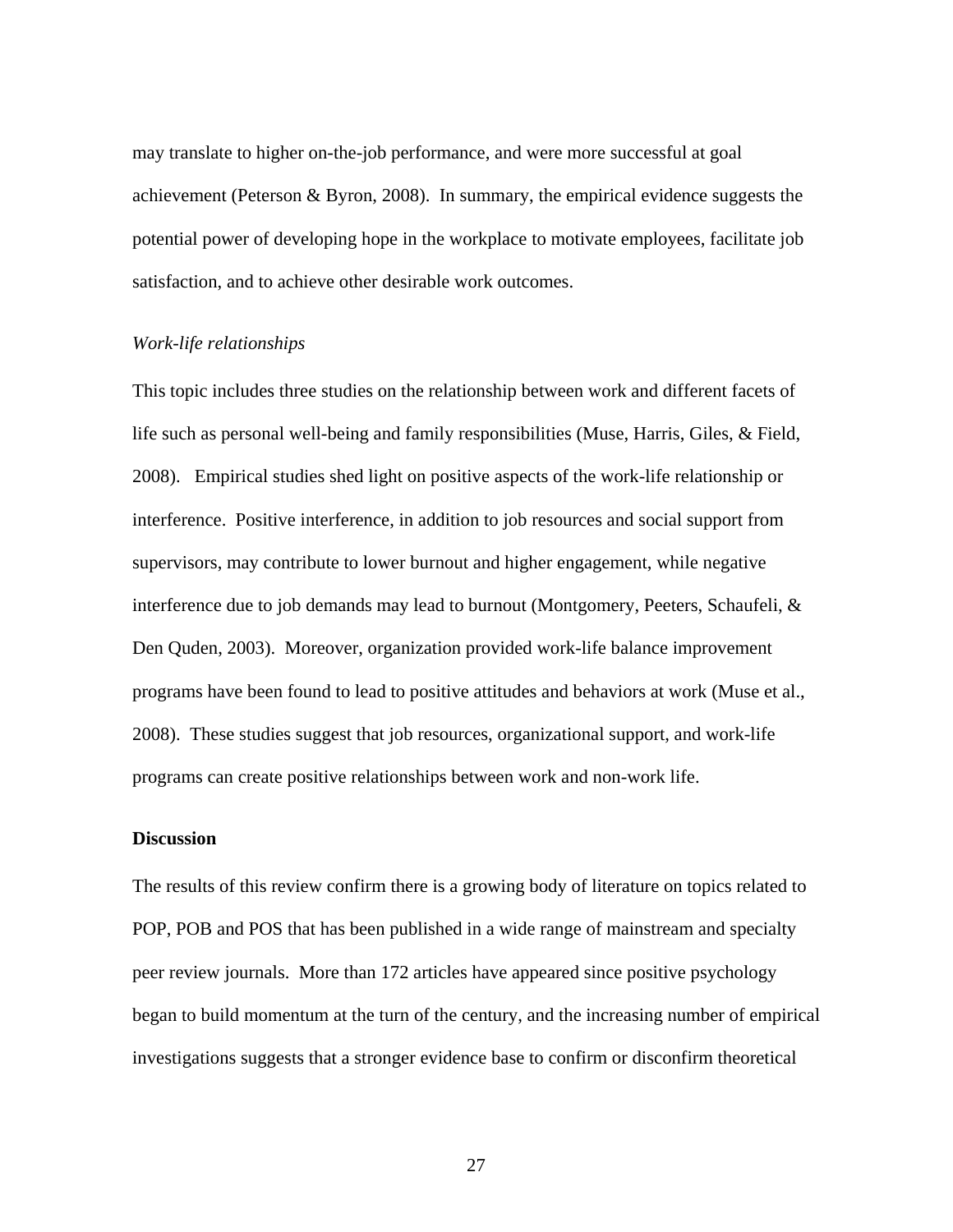may translate to higher on-the-job performance, and were more successful at goal achievement (Peterson & Byron, 2008). In summary, the empirical evidence suggests the potential power of developing hope in the workplace to motivate employees, facilitate job satisfaction, and to achieve other desirable work outcomes.

*Work-life relationships*

This topic includes three studies on the relationship between work and different facets of life such as personal well-being and family responsibilities (Muse, Harris, Giles, & Field, 2008). Empirical studies shed light on positive aspects of the work-life relationship or interference. Positive interference, in addition to job resources and social support from supervisors, may contribute to lower burnout and higher engagement, while negative interference due to job demands may lead to burnout (Montgomery, Peeters, Schaufeli, & Den Quden, 2003). Moreover, organization provided work-life balance improvement programs have been found to lead to positive attitudes and behaviors at work (Muse et al., 2008). These studies suggest that job resources, organizational support, and work-life programs can create positive relationships between work and non-work life.

**Discussion**

The results of this review confirm there is a growing body of literature on topics related to POP, POB and POS that has been published in a wide range of mainstream and specialty peer review journals. More than 172 articles have appeared since positive psychology began to build momentum at the turn of the century, and the increasing number of empirical investigations suggests that a stronger evidence base to confirm or disconfirm theoretical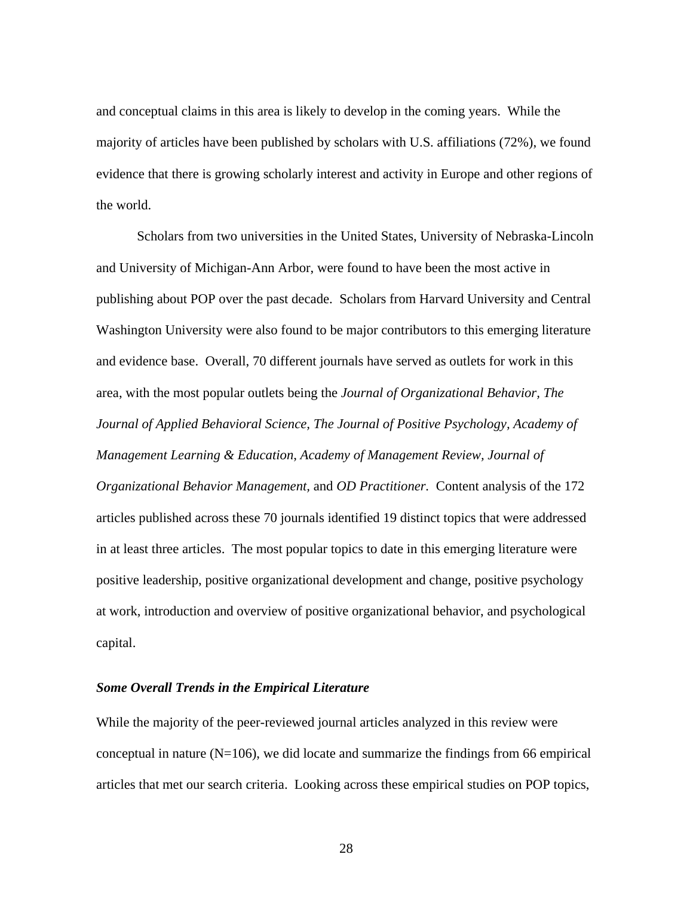and conceptual claims in this area is likely to develop in the coming years. While the majority of articles have been published by scholars with U.S. affiliations (72%), we found evidence that there is growing scholarly interest and activity in Europe and other regions of the world.

Scholars from two universities in the United States, University of Nebraska-Lincoln and University of Michigan-Ann Arbor, were found to have been the most active in publishing about POP over the past decade. Scholars from Harvard University and Central Washington University were also found to be major contributors to this emerging literature and evidence base. Overall, 70 different journals have served as outlets for work in this area, with the most popular outlets being the *Journal of Organizational Behavior, The Journal of Applied Behavioral Science, The Journal of Positive Psychology, Academy of Management Learning & Education, Academy of Management Review, Journal of Organizational Behavior Management,* and *OD Practitioner.* Content analysis of the 172 articles published across these 70 journals identified 19 distinct topics that were addressed in at least three articles. The most popular topics to date in this emerging literature were positive leadership, positive organizational development and change, positive psychology at work, introduction and overview of positive organizational behavior, and psychological capital.

### *Some Overall Trends in the Empirical Literature*

While the majority of the peer-reviewed journal articles analyzed in this review were conceptual in nature (N=106), we did locate and summarize the findings from 66 empirical articles that met our search criteria. Looking across these empirical studies on POP topics,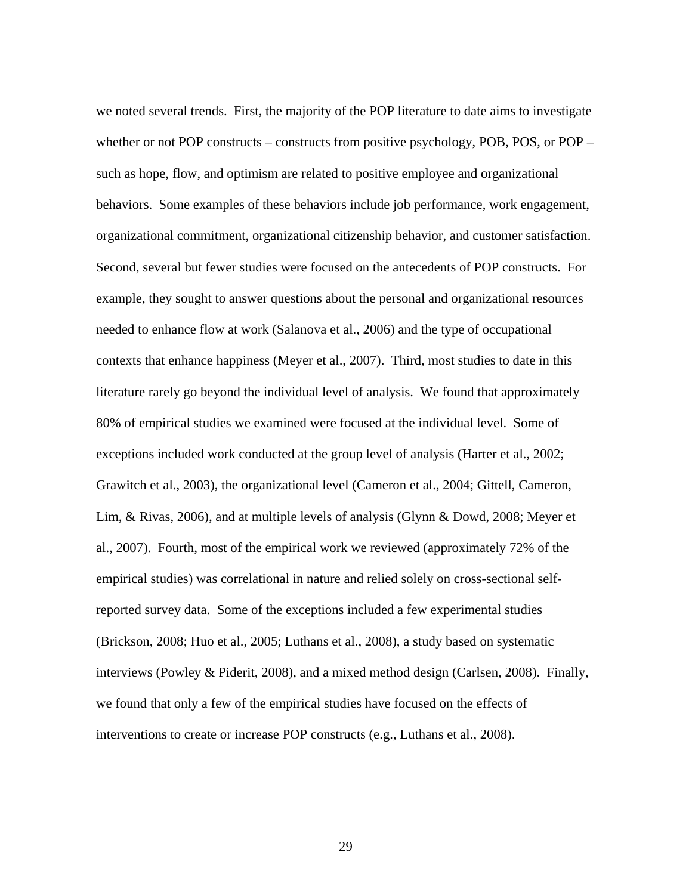we noted several trends. First, the majority of the POP literature to date aims to investigate whether or not POP constructs – constructs from positive psychology, POB, POS, or POP – such as hope, flow, and optimism are related to positive employee and organizational behaviors. Some examples of these behaviors include job performance, work engagement, organizational commitment, organizational citizenship behavior, and customer satisfaction. Second, several but fewer studies were focused on the antecedents of POP constructs. For example, they sought to answer questions about the personal and organizational resources needed to enhance flow at work (Salanova et al., 2006) and the type of occupational contexts that enhance happiness (Meyer et al., 2007). Third, most studies to date in this literature rarely go beyond the individual level of analysis. We found that approximately 80% of empirical studies we examined were focused at the individual level. Some of exceptions included work conducted at the group level of analysis (Harter et al., 2002; Grawitch et al., 2003), the organizational level (Cameron et al., 2004; Gittell, Cameron, Lim, & Rivas, 2006), and at multiple levels of analysis (Glynn & Dowd, 2008; Meyer et al., 2007). Fourth, most of the empirical work we reviewed (approximately 72% of the empirical studies) was correlational in nature and relied solely on cross-sectional self-reported survey data. Some of the exceptions included a few experimental studies (Brickson, 2008; Huo et al., 2005; Luthans et al., 2008), a study based on systematic interviews (Powley & Piderit, 2008), and a mixed method design (Carlsen, 2008). Finally, we found that only a few of the empirical studies have focused on the effects of interventions to create or increase POP constructs (e.g., Luthans et al., 2008).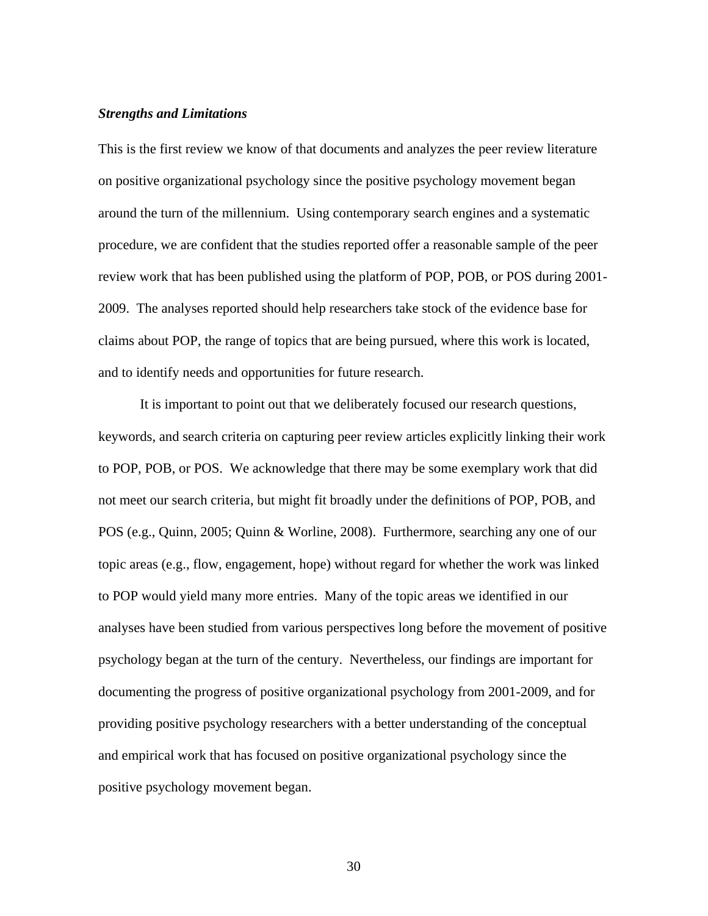### *Strengths and Limitations*

This is the first review we know of that documents and analyzes the peer review literature on positive organizational psychology since the positive psychology movement began around the turn of the millennium. Using contemporary search engines and a systematic procedure, we are confident that the studies reported offer a reasonable sample of the peer review work that has been published using the platform of POP, POB, or POS during 2001-2009. The analyses reported should help researchers take stock of the evidence base for claims about POP, the range of topics that are being pursued, where this work is located, and to identify needs and opportunities for future research.

It is important to point out that we deliberately focused our research questions, keywords, and search criteria on capturing peer review articles explicitly linking their work to POP, POB, or POS. We acknowledge that there may be some exemplary work that did not meet our search criteria, but might fit broadly under the definitions of POP, POB, and POS (e.g., Quinn, 2005; Quinn & Worline, 2008). Furthermore, searching any one of our topic areas (e.g., flow, engagement, hope) without regard for whether the work was linked to POP would yield many more entries. Many of the topic areas we identified in our analyses have been studied from various perspectives long before the movement of positive psychology began at the turn of the century. Nevertheless, our findings are important for documenting the progress of positive organizational psychology from 2001-2009, and for providing positive psychology researchers with a better understanding of the conceptual and empirical work that has focused on positive organizational psychology since the positive psychology movement began.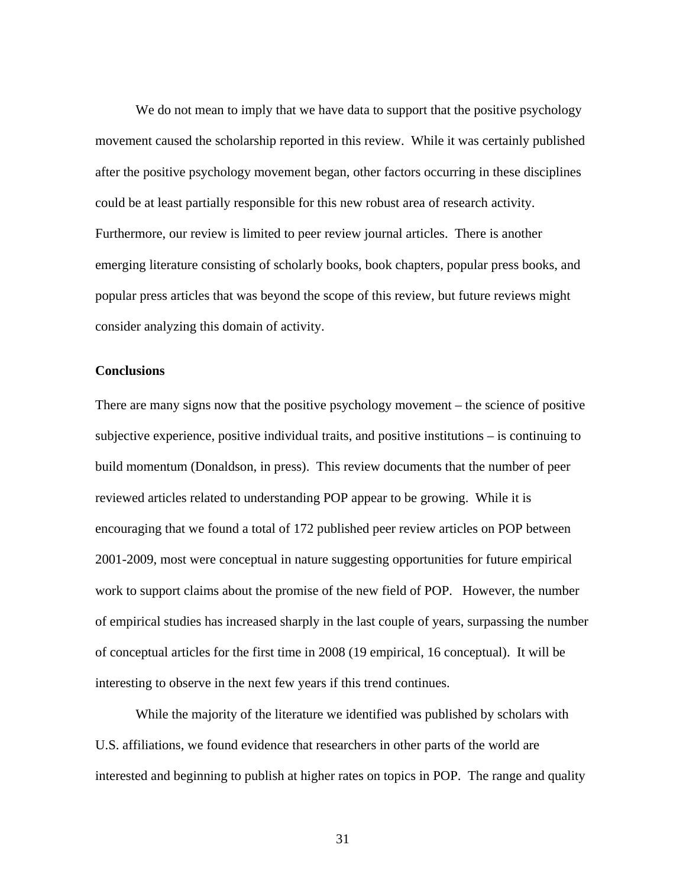We do not mean to imply that we have data to support that the positive psychology movement caused the scholarship reported in this review. While it was certainly published after the positive psychology movement began, other factors occurring in these disciplines could be at least partially responsible for this new robust area of research activity. Furthermore, our review is limited to peer review journal articles. There is another emerging literature consisting of scholarly books, book chapters, popular press books, and popular press articles that was beyond the scope of this review, but future reviews might consider analyzing this domain of activity.

**Conclusions**

There are many signs now that the positive psychology movement – the science of positive subjective experience, positive individual traits, and positive institutions – is continuing to build momentum (Donaldson, in press). This review documents that the number of peer reviewed articles related to understanding POP appear to be growing. While it is encouraging that we found a total of 172 published peer review articles on POP between 2001-2009, most were conceptual in nature suggesting opportunities for future empirical work to support claims about the promise of the new field of POP. However, the number of empirical studies has increased sharply in the last couple of years, surpassing the number of conceptual articles for the first time in 2008 (19 empirical, 16 conceptual). It will be interesting to observe in the next few years if this trend continues.

While the majority of the literature we identified was published by scholars with U.S. affiliations, we found evidence that researchers in other parts of the world are interested and beginning to publish at higher rates on topics in POP. The range and quality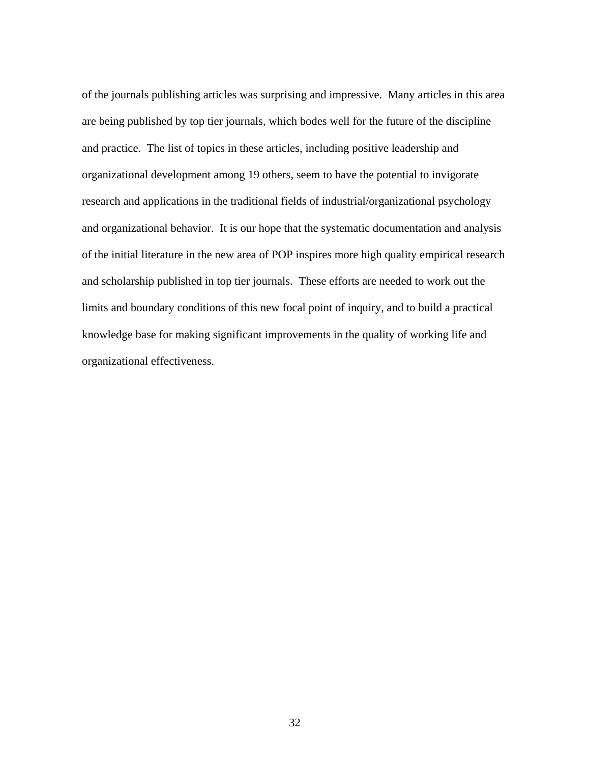of the journals publishing articles was surprising and impressive. Many articles in this area are being published by top tier journals, which bodes well for the future of the discipline and practice. The list of topics in these articles, including positive leadership and organizational development among 19 others, seem to have the potential to invigorate research and applications in the traditional fields of industrial/organizational psychology and organizational behavior. It is our hope that the systematic documentation and analysis of the initial literature in the new area of POP inspires more high quality empirical research and scholarship published in top tier journals. These efforts are needed to work out the limits and boundary conditions of this new focal point of inquiry, and to build a practical knowledge base for making significant improvements in the quality of working life and organizational effectiveness.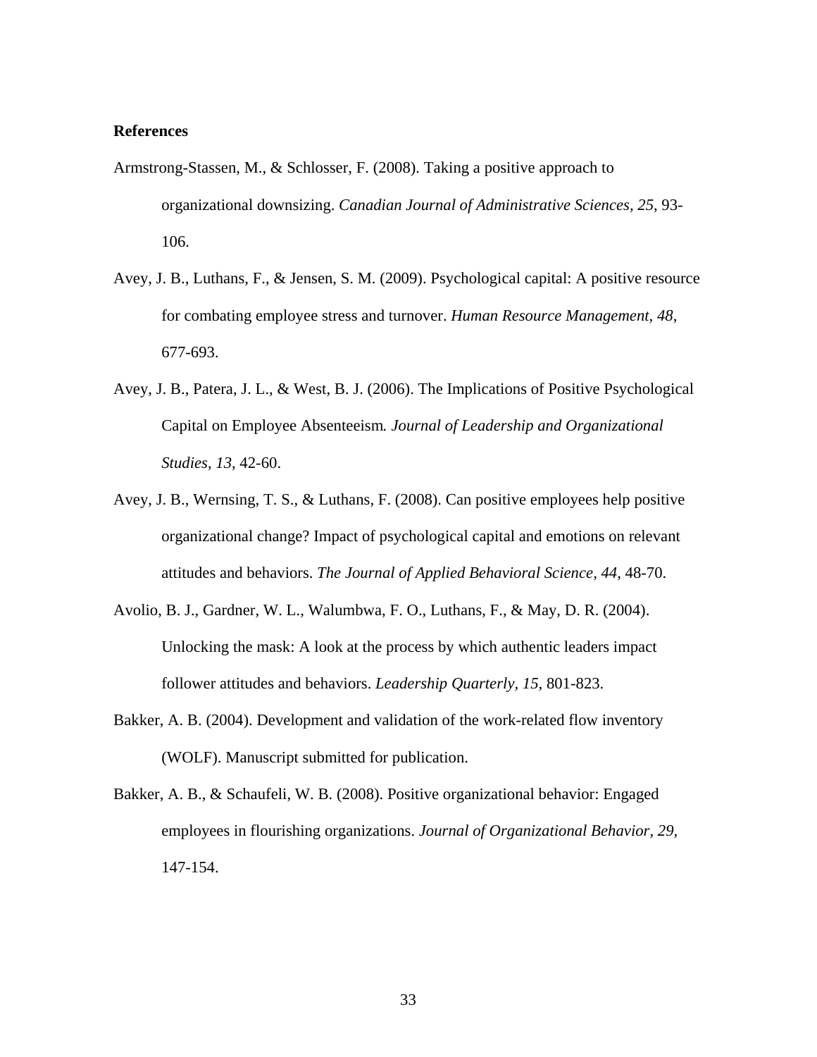**References**

Armstrong-Stassen, M., & Schlosser, F. (2008). Taking a positive approach to organizational downsizing. *Canadian Journal of Administrative Sciences*, *25*, 93-106.

Avey, J. B., Luthans, F., & Jensen, S. M. (2009). Psychological capital: A positive resource for combating employee stress and turnover. *Human Resource Management, 48*, 677-693.

Avey, J. B., Patera, J. L., & West, B. J. (2006). The Implications of Positive Psychological Capital on Employee Absenteeism*. Journal of Leadership and Organizational Studies*, *13*, 42-60.

Avey, J. B., Wernsing, T. S., & Luthans, F. (2008). Can positive employees help positive organizational change? Impact of psychological capital and emotions on relevant attitudes and behaviors. *The Journal of Applied Behavioral Science, 44*, 48-70.

Avolio, B. J., Gardner, W. L., Walumbwa, F. O., Luthans, F., & May, D. R. (2004). Unlocking the mask: A look at the process by which authentic leaders impact follower attitudes and behaviors. *Leadership Quarterly*, *15*, 801-823.

Bakker, A. B. (2004). Development and validation of the work-related flow inventory (WOLF). Manuscript submitted for publication.

Bakker, A. B., & Schaufeli, W. B. (2008). Positive organizational behavior: Engaged employees in flourishing organizations. *Journal of Organizational Behavior*, *29*, 147-154.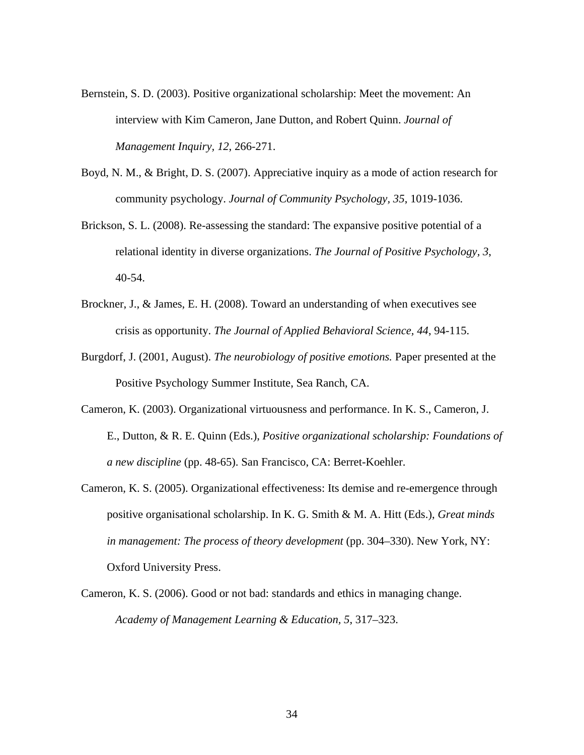Bernstein, S. D. (2003). Positive organizational scholarship: Meet the movement: An interview with Kim Cameron, Jane Dutton, and Robert Quinn. *Journal of Management Inquiry, 12*, 266-271.

Boyd, N. M., & Bright, D. S. (2007). Appreciative inquiry as a mode of action research for community psychology. *Journal of Community Psychology, 35*, 1019-1036.

Brickson, S. L. (2008). Re-assessing the standard: The expansive positive potential of a relational identity in diverse organizations. *The Journal of Positive Psychology, 3*, 40-54.

Brockner, J., & James, E. H. (2008). Toward an understanding of when executives see crisis as opportunity. *The Journal of Applied Behavioral Science, 44*, 94-115.

Burgdorf, J. (2001, August). *The neurobiology of positive emotions.* Paper presented at the Positive Psychology Summer Institute, Sea Ranch, CA.

Cameron, K. (2003). Organizational virtuousness and performance. In K. S., Cameron, J. E., Dutton, & R. E. Quinn (Eds.), *Positive organizational scholarship: Foundations of a new discipline* (pp. 48-65). San Francisco, CA: Berret-Koehler.

Cameron, K. S. (2005). Organizational effectiveness: Its demise and re-emergence through positive organisational scholarship. In K. G. Smith & M. A. Hitt (Eds.), *Great minds in management: The process of theory development* (pp. 304–330). New York, NY: Oxford University Press.

Cameron, K. S. (2006). Good or not bad: standards and ethics in managing change. *Academy of Management Learning & Education, 5*, 317–323.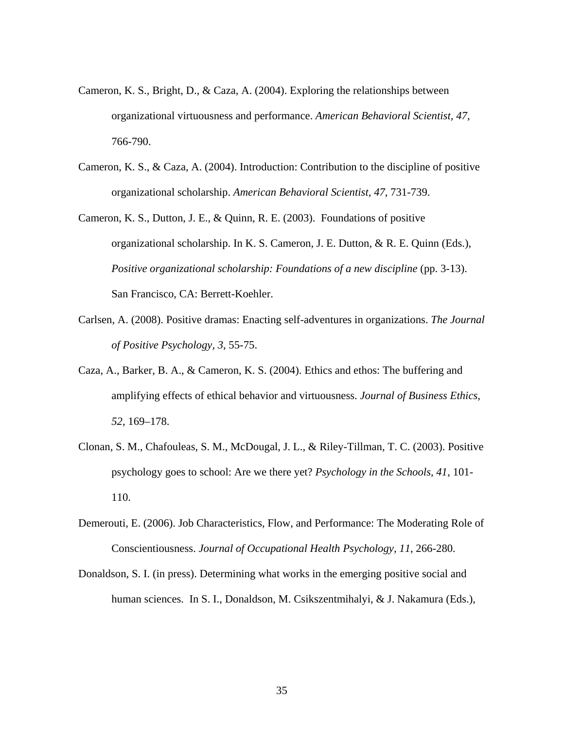Cameron, K. S., Bright, D., & Caza, A. (2004). Exploring the relationships between organizational virtuousness and performance. *American Behavioral Scientist, 47*, 766-790.

Cameron, K. S., & Caza, A. (2004). Introduction: Contribution to the discipline of positive organizational scholarship. *American Behavioral Scientist, 47*, 731-739.

Cameron, K. S., Dutton, J. E., & Quinn, R. E. (2003). Foundations of positive organizational scholarship. In K. S. Cameron, J. E. Dutton, & R. E. Quinn (Eds.), *Positive organizational scholarship: Foundations of a new discipline* (pp. 3-13). San Francisco, CA: Berrett-Koehler.

Carlsen, A. (2008). Positive dramas: Enacting self-adventures in organizations. *The Journal of Positive Psychology, 3*, 55-75.

Caza, A., Barker, B. A., & Cameron, K. S. (2004). Ethics and ethos: The buffering and amplifying effects of ethical behavior and virtuousness. *Journal of Business Ethics, 52*, 169–178.

Clonan, S. M., Chafouleas, S. M., McDougal, J. L., & Riley-Tillman, T. C. (2003). Positive psychology goes to school: Are we there yet? *Psychology in the Schools, 41*, 101-110.

Demerouti, E. (2006). Job Characteristics, Flow, and Performance: The Moderating Role of Conscientiousness. *Journal of Occupational Health Psychology, 11*, 266-280.

Donaldson, S. I. (in press). Determining what works in the emerging positive social and human sciences. In S. I., Donaldson, M. Csikszentmihalyi, & J. Nakamura (Eds.),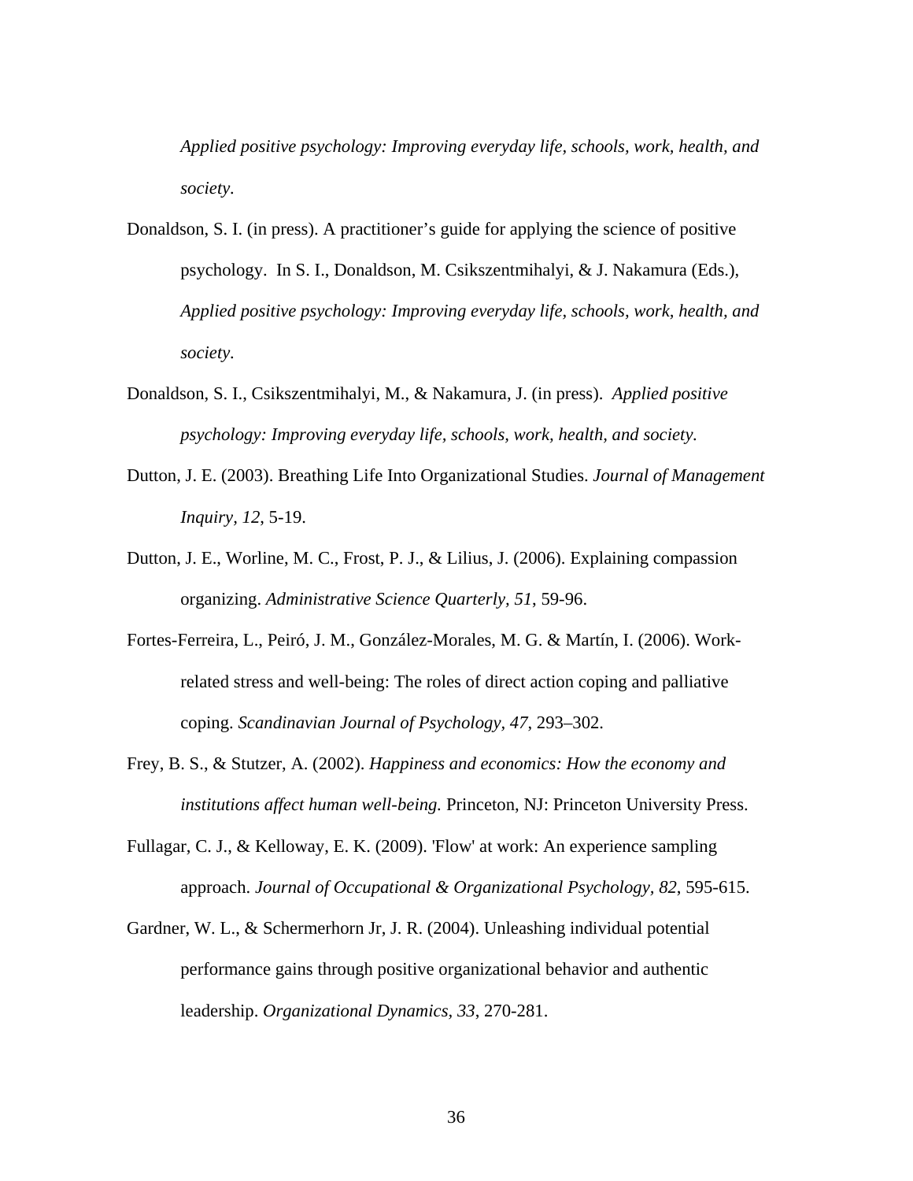*Applied positive psychology: Improving everyday life, schools, work, health, and society*.

Donaldson, S. I. (in press). A practitioner's guide for applying the science of positive psychology. In S. I., Donaldson, M. Csikszentmihalyi, & J. Nakamura (Eds.), *Applied positive psychology: Improving everyday life, schools, work, health, and society*.

Donaldson, S. I., Csikszentmihalyi, M., & Nakamura, J. (in press). *Applied positive psychology: Improving everyday life, schools, work, health, and society.*

Dutton, J. E. (2003). Breathing Life Into Organizational Studies. *Journal of Management Inquiry, 12,* 5-19.

Dutton, J. E., Worline, M. C., Frost, P. J., & Lilius, J. (2006). Explaining compassion organizing. *Administrative Science Quarterly, 51*, 59-96.

Fortes-Ferreira, L., Peiró, J. M., González-Morales, M. G. & Martín, I. (2006). Work-related stress and well-being: The roles of direct action coping and palliative coping. *Scandinavian Journal of Psychology, 47*, 293–302.

Frey, B. S., & Stutzer, A. (2002). *Happiness and economics: How the economy and institutions affect human well-being.* Princeton, NJ: Princeton University Press.

Fullagar, C. J., & Kelloway, E. K. (2009). 'Flow' at work: An experience sampling approach. *Journal of Occupational & Organizational Psychology, 82,* 595-615.

Gardner, W. L., & Schermerhorn Jr, J. R. (2004). Unleashing individual potential performance gains through positive organizational behavior and authentic leadership. *Organizational Dynamics, 33*, 270-281.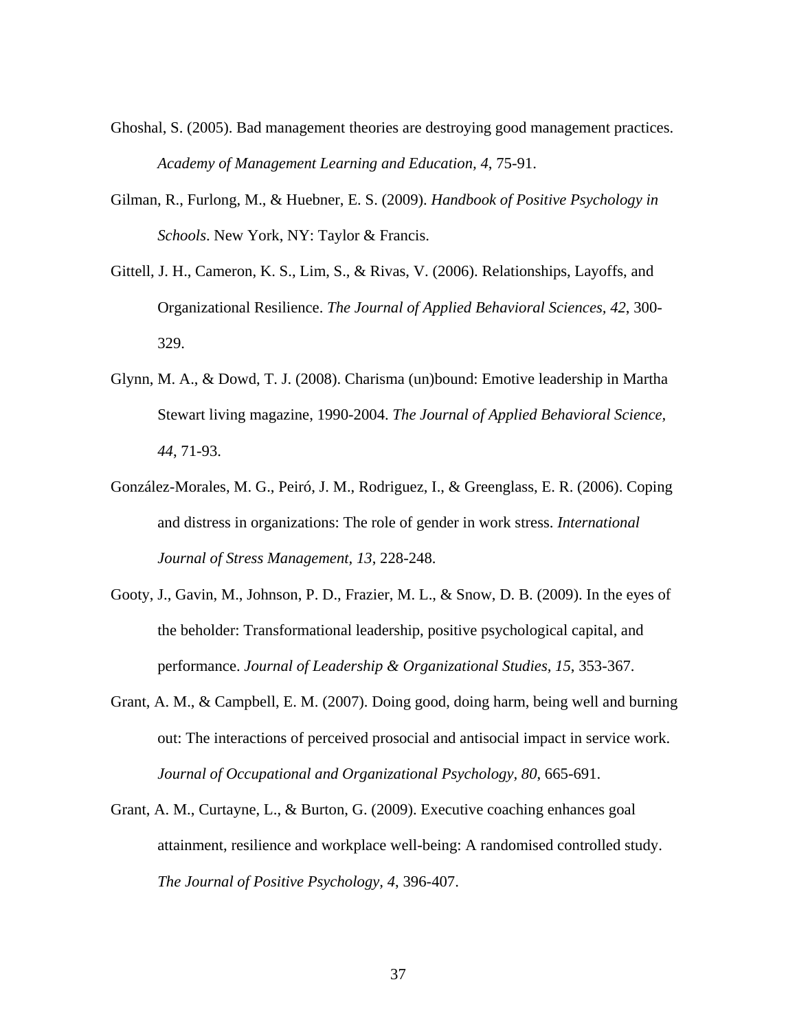Ghoshal, S. (2005). Bad management theories are destroying good management practices. *Academy of Management Learning and Education, 4*, 75-91.

Gilman, R., Furlong, M., & Huebner, E. S. (2009). *Handbook of Positive Psychology in Schools*. New York, NY: Taylor & Francis.

Gittell, J. H., Cameron, K. S., Lim, S., & Rivas, V. (2006). Relationships, Layoffs, and Organizational Resilience. *The Journal of Applied Behavioral Sciences*, *42*, 300-329.

Glynn, M. A., & Dowd, T. J. (2008). Charisma (un)bound: Emotive leadership in Martha Stewart living magazine, 1990-2004. *The Journal of Applied Behavioral Science, 44*, 71-93.

González-Morales, M. G., Peiró, J. M., Rodriguez, I., & Greenglass, E. R. (2006). Coping and distress in organizations: The role of gender in work stress. *International Journal of Stress Management, 13*, 228-248.

Gooty, J., Gavin, M., Johnson, P. D., Frazier, M. L., & Snow, D. B. (2009). In the eyes of the beholder: Transformational leadership, positive psychological capital, and performance. *Journal of Leadership & Organizational Studies, 15*, 353-367.

Grant, A. M., & Campbell, E. M. (2007). Doing good, doing harm, being well and burning out: The interactions of perceived prosocial and antisocial impact in service work. *Journal of Occupational and Organizational Psychology, 80*, 665-691.

Grant, A. M., Curtayne, L., & Burton, G. (2009). Executive coaching enhances goal attainment, resilience and workplace well-being: A randomised controlled study. *The Journal of Positive Psychology, 4*, 396-407.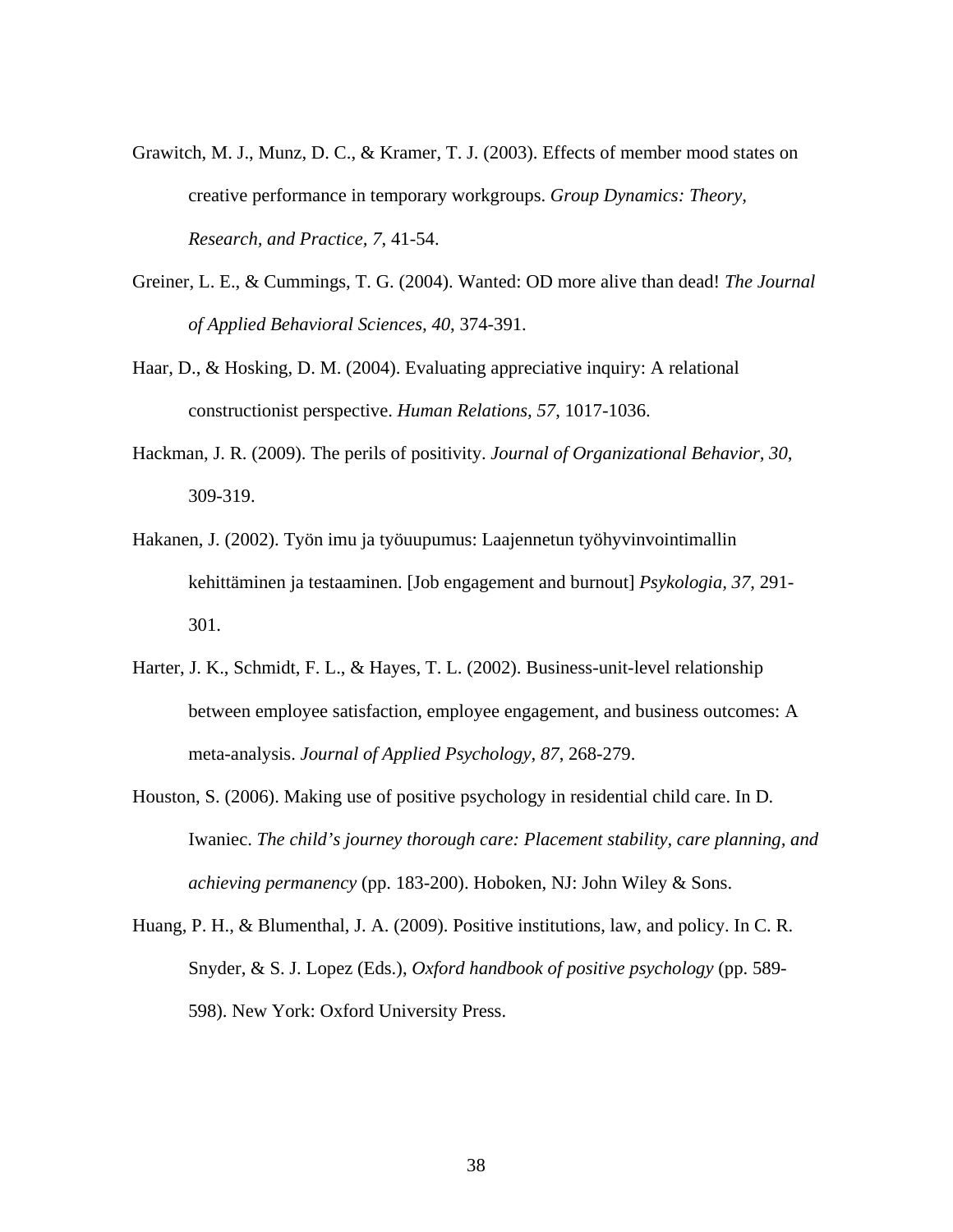Grawitch, M. J., Munz, D. C., & Kramer, T. J. (2003). Effects of member mood states on creative performance in temporary workgroups. *Group Dynamics: Theory, Research, and Practice, 7*, 41-54.

Greiner, L. E., & Cummings, T. G. (2004). Wanted: OD more alive than dead! *The Journal of Applied Behavioral Sciences, 40*, 374-391.

Haar, D., & Hosking, D. M. (2004). Evaluating appreciative inquiry: A relational constructionist perspective. *Human Relations, 57*, 1017-1036.

Hackman, J. R. (2009). The perils of positivity. *Journal of Organizational Behavior, 30*, 309-319.

Hakanen, J. (2002). Työn imu ja työuupumus: Laajennetun työhyvinvointimallin kehittäminen ja testaaminen. [Job engagement and burnout] *Psykologia, 37*, 291-301.

Harter, J. K., Schmidt, F. L., & Hayes, T. L. (2002). Business-unit-level relationship between employee satisfaction, employee engagement, and business outcomes: A meta-analysis. *Journal of Applied Psychology, 87*, 268-279.

Houston, S. (2006). Making use of positive psychology in residential child care. In D. Iwaniec. *The child's journey thorough care: Placement stability, care planning, and achieving permanency* (pp. 183-200). Hoboken, NJ: John Wiley & Sons.

Huang, P. H., & Blumenthal, J. A. (2009). Positive institutions, law, and policy. In C. R. Snyder, & S. J. Lopez (Eds.), *Oxford handbook of positive psychology* (pp. 589-598). New York: Oxford University Press.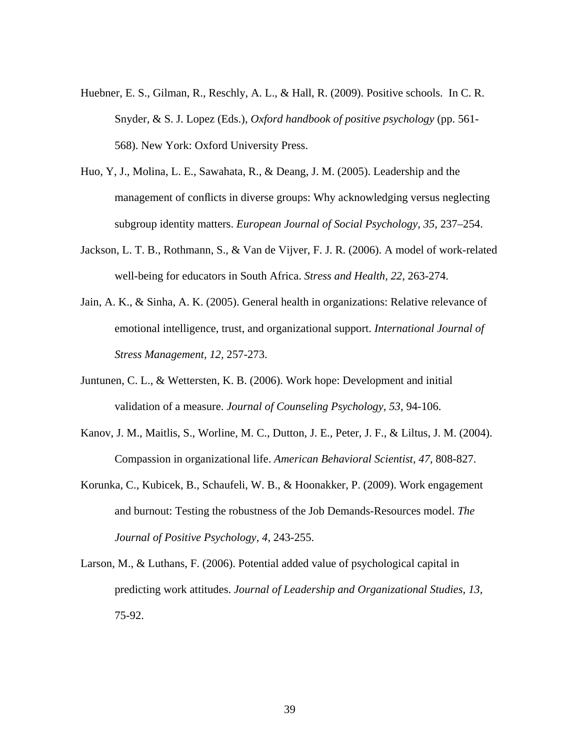Huebner, E. S., Gilman, R., Reschly, A. L., & Hall, R. (2009). Positive schools. In C. R. Snyder, & S. J. Lopez (Eds.), *Oxford handbook of positive psychology* (pp. 561-568). New York: Oxford University Press.

Huo, Y, J., Molina, L. E., Sawahata, R., & Deang, J. M. (2005). Leadership and the management of conflicts in diverse groups: Why acknowledging versus neglecting subgroup identity matters. *European Journal of Social Psychology, 35*, 237–254.

Jackson, L. T. B., Rothmann, S., & Van de Vijver, F. J. R. (2006). A model of work-related well-being for educators in South Africa. *Stress and Health, 22*, 263-274.

Jain, A. K., & Sinha, A. K. (2005). General health in organizations: Relative relevance of emotional intelligence, trust, and organizational support. *International Journal of Stress Management, 12*, 257-273.

Juntunen, C. L., & Wettersten, K. B. (2006). Work hope: Development and initial validation of a measure. *Journal of Counseling Psychology, 53*, 94-106.

Kanov, J. M., Maitlis, S., Worline, M. C., Dutton, J. E., Peter, J. F., & Liltus, J. M. (2004). Compassion in organizational life. *American Behavioral Scientist, 47,* 808-827.

Korunka, C., Kubicek, B., Schaufeli, W. B., & Hoonakker, P. (2009). Work engagement and burnout: Testing the robustness of the Job Demands-Resources model. *The Journal of Positive Psychology, 4*, 243-255.

Larson, M., & Luthans, F. (2006). Potential added value of psychological capital in predicting work attitudes. *Journal of Leadership and Organizational Studies, 13,* 75-92.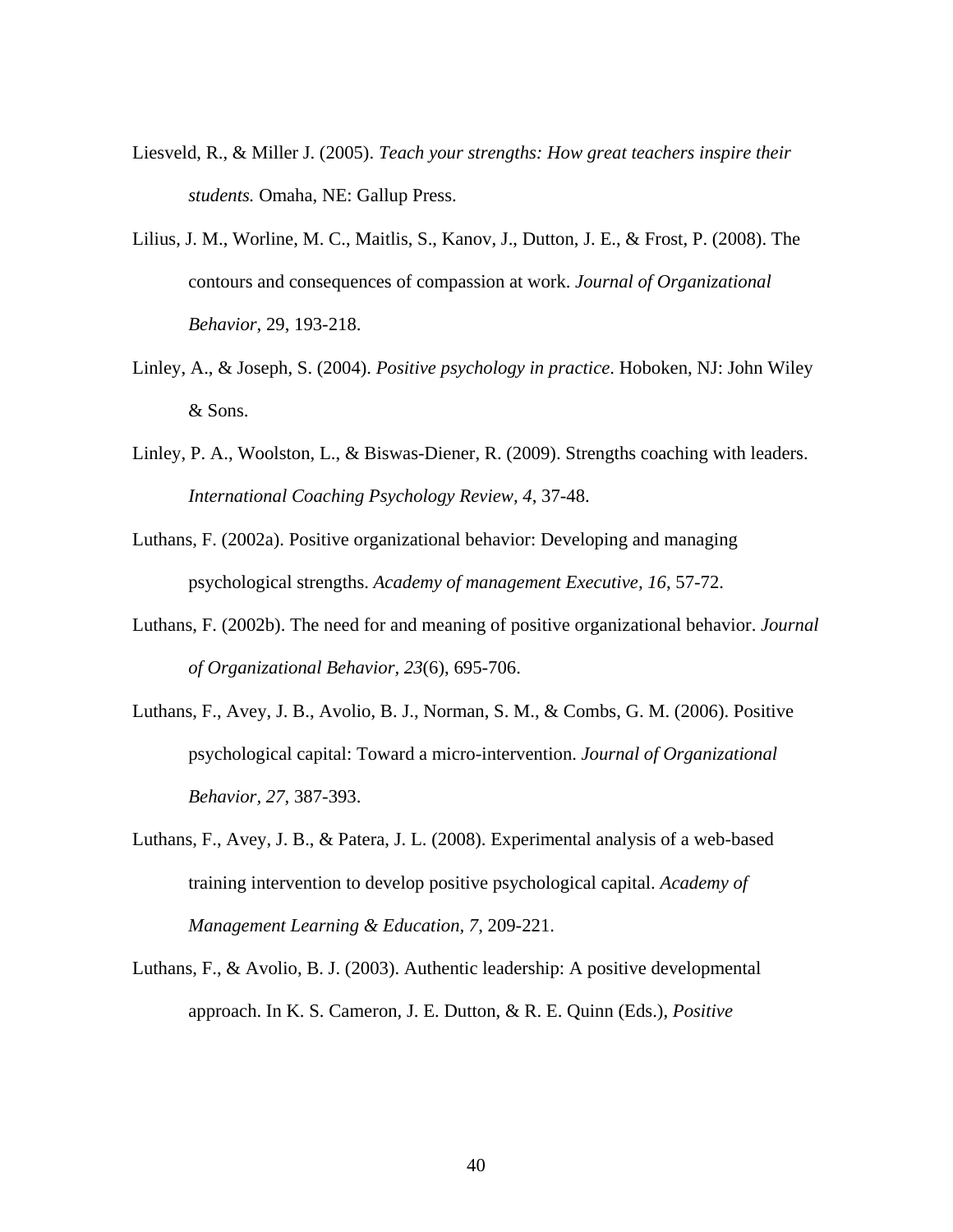Liesveld, R., & Miller J. (2005). *Teach your strengths: How great teachers inspire their students.* Omaha, NE: Gallup Press.

Lilius, J. M., Worline, M. C., Maitlis, S., Kanov, J., Dutton, J. E., & Frost, P. (2008). The contours and consequences of compassion at work. *Journal of Organizational Behavior*, 29, 193-218.

Linley, A., & Joseph, S. (2004). *Positive psychology in practice*. Hoboken, NJ: John Wiley & Sons.

Linley, P. A., Woolston, L., & Biswas-Diener, R. (2009). Strengths coaching with leaders. *International Coaching Psychology Review, 4*, 37-48.

Luthans, F. (2002a). Positive organizational behavior: Developing and managing psychological strengths. *Academy of management Executive, 16*, 57-72.

Luthans, F. (2002b). The need for and meaning of positive organizational behavior. *Journal of Organizational Behavior, 23*(6), 695-706.

Luthans, F., Avey, J. B., Avolio, B. J., Norman, S. M., & Combs, G. M. (2006). Positive psychological capital: Toward a micro-intervention. *Journal of Organizational Behavior, 27*, 387-393.

Luthans, F., Avey, J. B., & Patera, J. L. (2008). Experimental analysis of a web-based training intervention to develop positive psychological capital. *Academy of Management Learning & Education, 7*, 209-221.

Luthans, F., & Avolio, B. J. (2003). Authentic leadership: A positive developmental approach. In K. S. Cameron, J. E. Dutton, & R. E. Quinn (Eds.), *Positive*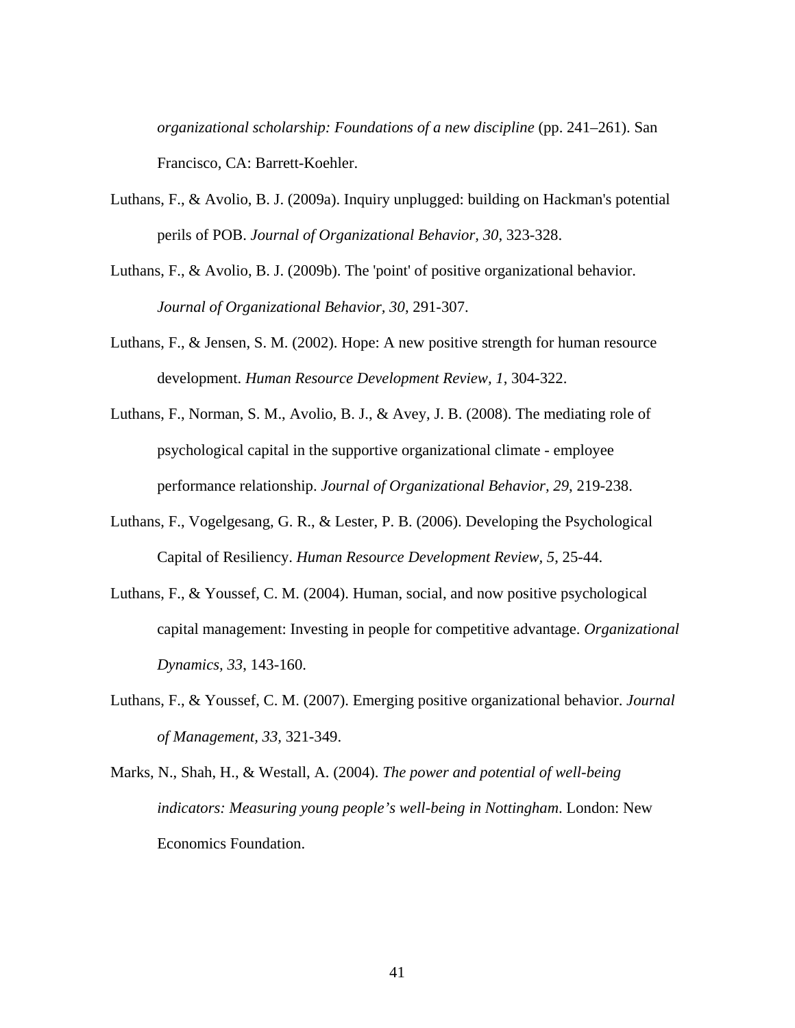*organizational scholarship: Foundations of a new discipline* (pp. 241–261). San Francisco, CA: Barrett-Koehler.

Luthans, F., & Avolio, B. J. (2009a). Inquiry unplugged: building on Hackman's potential perils of POB. *Journal of Organizational Behavior, 30*, 323-328.

Luthans, F., & Avolio, B. J. (2009b). The 'point' of positive organizational behavior. *Journal of Organizational Behavior, 30*, 291-307.

Luthans, F., & Jensen, S. M. (2002). Hope: A new positive strength for human resource development. *Human Resource Development Review, 1*, 304-322.

Luthans, F., Norman, S. M., Avolio, B. J., & Avey, J. B. (2008). The mediating role of psychological capital in the supportive organizational climate - employee performance relationship. *Journal of Organizational Behavior, 29*, 219-238.

Luthans, F., Vogelgesang, G. R., & Lester, P. B. (2006). Developing the Psychological Capital of Resiliency. *Human Resource Development Review, 5*, 25-44.

Luthans, F., & Youssef, C. M. (2004). Human, social, and now positive psychological capital management: Investing in people for competitive advantage. *Organizational Dynamics, 33*, 143-160.

Luthans, F., & Youssef, C. M. (2007). Emerging positive organizational behavior. *Journal of Management, 33,* 321-349.

Marks, N., Shah, H., & Westall, A. (2004). *The power and potential of well-being indicators: Measuring young people's well-being in Nottingham*. London: New Economics Foundation.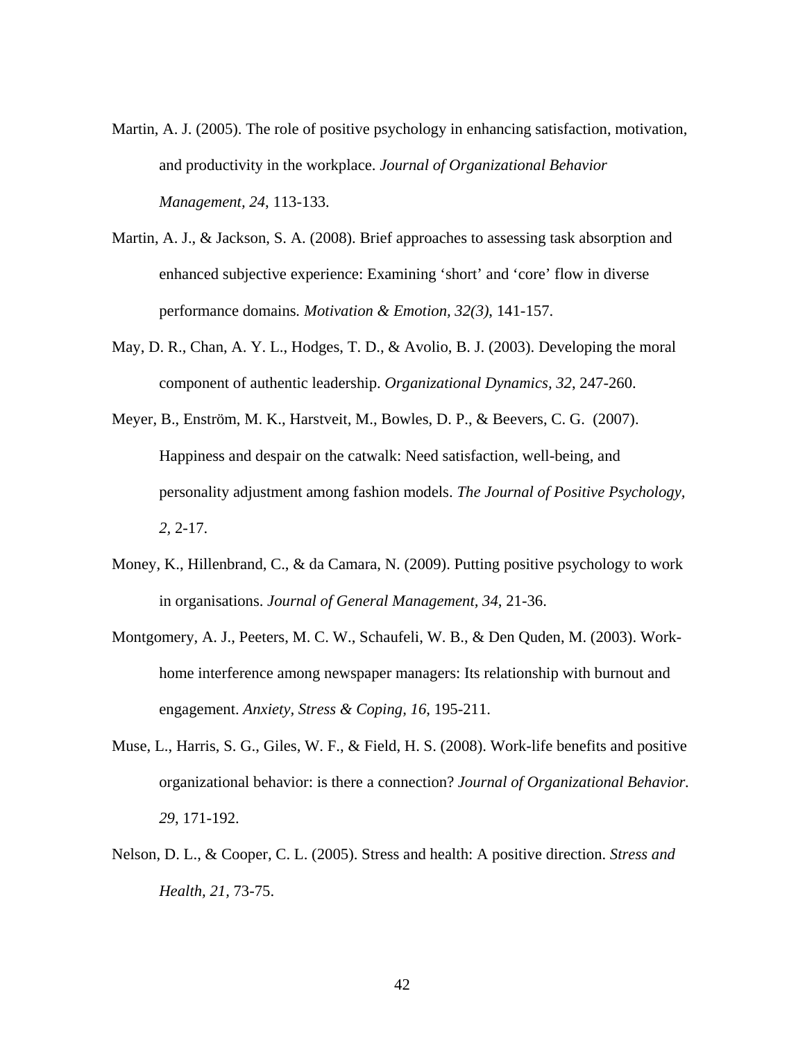Martin, A. J. (2005). The role of positive psychology in enhancing satisfaction, motivation, and productivity in the workplace. *Journal of Organizational Behavior Management*, *24*, 113-133.

Martin, A. J., & Jackson, S. A. (2008). Brief approaches to assessing task absorption and enhanced subjective experience: Examining 'short' and 'core' flow in diverse performance domains. *Motivation & Emotion, 32(3)*, 141-157.

May, D. R., Chan, A. Y. L., Hodges, T. D., & Avolio, B. J. (2003). Developing the moral component of authentic leadership. *Organizational Dynamics, 32*, 247-260.

Meyer, B., Enström, M. K., Harstveit, M., Bowles, D. P., & Beevers, C. G. (2007). Happiness and despair on the catwalk: Need satisfaction, well-being, and personality adjustment among fashion models. *The Journal of Positive Psychology, 2*, 2-17.

Money, K., Hillenbrand, C., & da Camara, N. (2009). Putting positive psychology to work in organisations. *Journal of General Management, 34*, 21-36.

Montgomery, A. J., Peeters, M. C. W., Schaufeli, W. B., & Den Quden, M. (2003). Work-home interference among newspaper managers: Its relationship with burnout and engagement. *Anxiety, Stress & Coping, 16*, 195-211.

Muse, L., Harris, S. G., Giles, W. F., & Field, H. S. (2008). Work-life benefits and positive organizational behavior: is there a connection? *Journal of Organizational Behavior. 29*, 171-192.

Nelson, D. L., & Cooper, C. L. (2005). Stress and health: A positive direction. *Stress and Health, 21*, 73-75.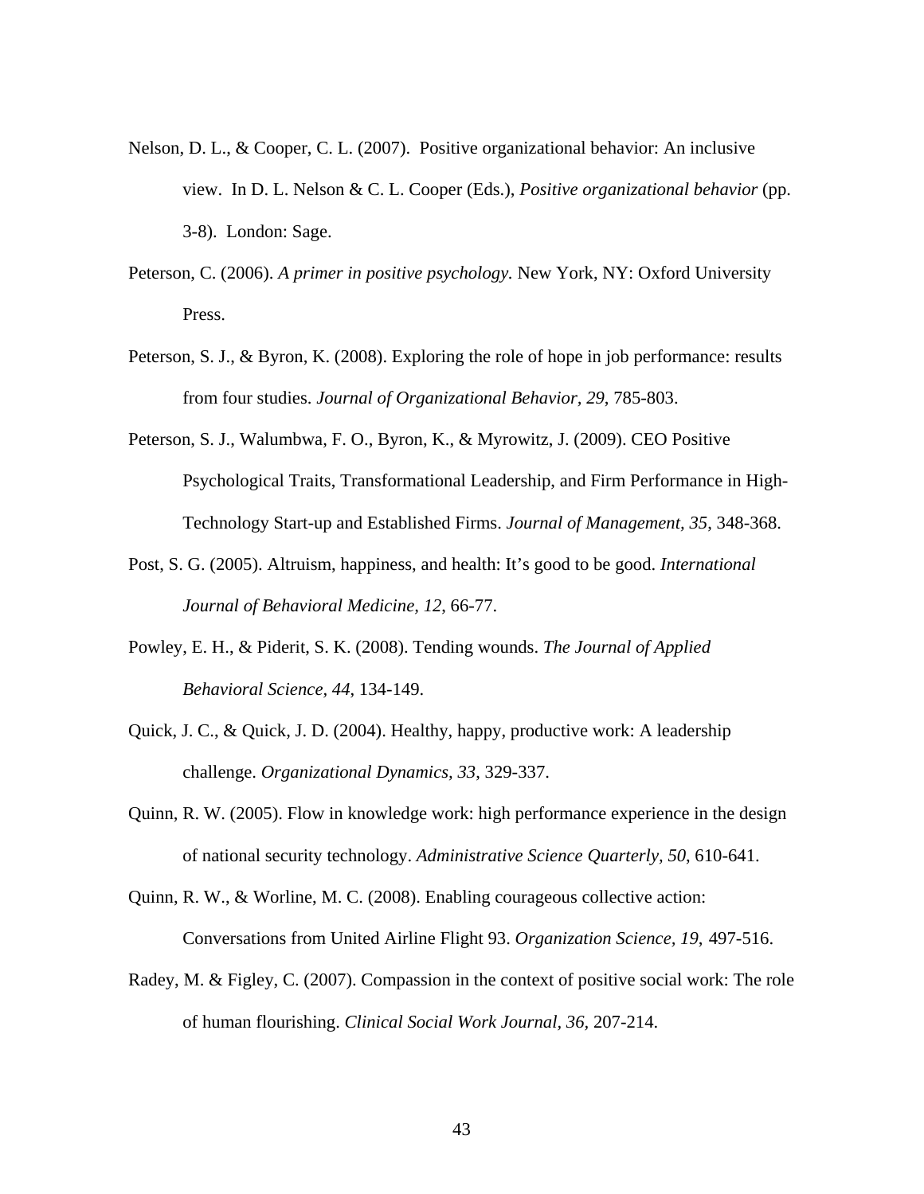Nelson, D. L., & Cooper, C. L. (2007). Positive organizational behavior: An inclusive view. In D. L. Nelson & C. L. Cooper (Eds.), *Positive organizational behavior* (pp. 3-8). London: Sage.

Peterson, C. (2006). *A primer in positive psychology.* New York, NY: Oxford University Press.

Peterson, S. J., & Byron, K. (2008). Exploring the role of hope in job performance: results from four studies. *Journal of Organizational Behavior, 29*, 785-803.

Peterson, S. J., Walumbwa, F. O., Byron, K., & Myrowitz, J. (2009). CEO Positive Psychological Traits, Transformational Leadership, and Firm Performance in High-Technology Start-up and Established Firms. *Journal of Management, 35*, 348-368.

Post, S. G. (2005). Altruism, happiness, and health: It's good to be good. *International Journal of Behavioral Medicine, 12*, 66-77.

Powley, E. H., & Piderit, S. K. (2008). Tending wounds. *The Journal of Applied Behavioral Science, 44*, 134-149.

Quick, J. C., & Quick, J. D. (2004). Healthy, happy, productive work: A leadership challenge. *Organizational Dynamics, 33*, 329-337.

Quinn, R. W. (2005). Flow in knowledge work: high performance experience in the design of national security technology. *Administrative Science Quarterly, 50*, 610-641.

Quinn, R. W., & Worline, M. C. (2008). Enabling courageous collective action: Conversations from United Airline Flight 93. *Organization Science, 19*, 497-516.

Radey, M. & Figley, C. (2007). Compassion in the context of positive social work: The role of human flourishing. *Clinical Social Work Journal, 36*, 207-214.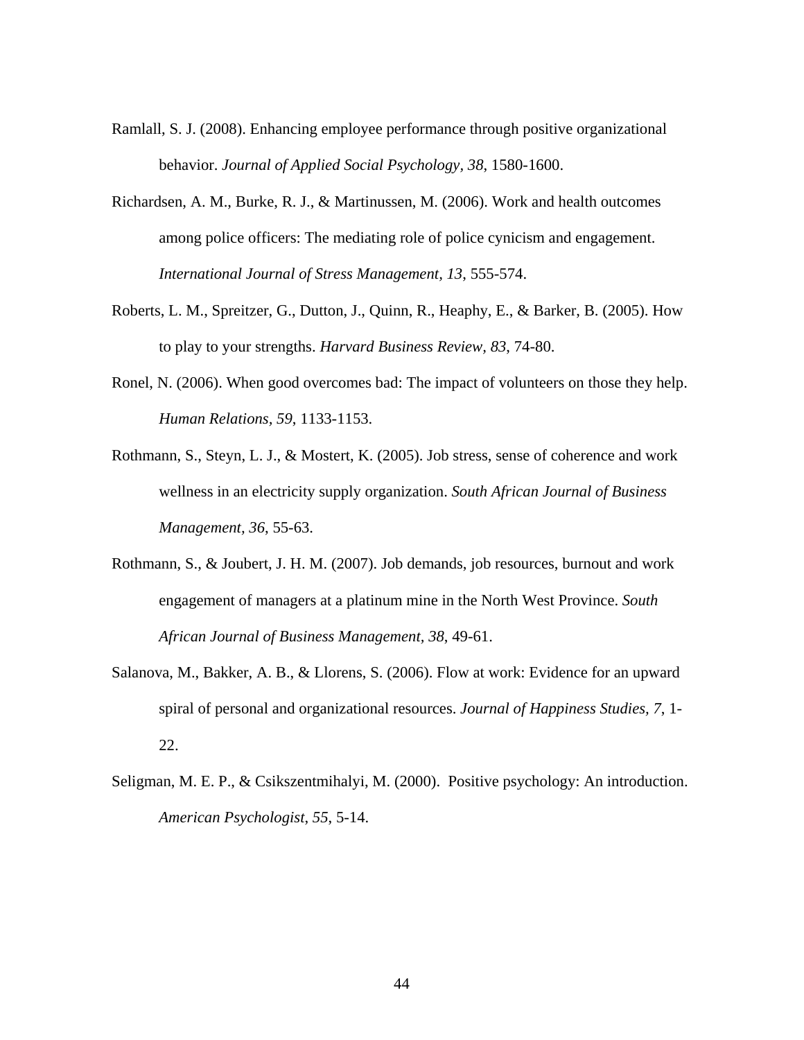Ramlall, S. J. (2008). Enhancing employee performance through positive organizational behavior. *Journal of Applied Social Psychology*, *38*, 1580-1600.

Richardsen, A. M., Burke, R. J., & Martinussen, M. (2006). Work and health outcomes among police officers: The mediating role of police cynicism and engagement. *International Journal of Stress Management, 13*, 555-574.

Roberts, L. M., Spreitzer, G., Dutton, J., Quinn, R., Heaphy, E., & Barker, B. (2005). How to play to your strengths. *Harvard Business Review, 83*, 74-80.

Ronel, N. (2006). When good overcomes bad: The impact of volunteers on those they help. *Human Relations, 59*, 1133-1153.

Rothmann, S., Steyn, L. J., & Mostert, K. (2005). Job stress, sense of coherence and work wellness in an electricity supply organization. *South African Journal of Business Management, 36*, 55-63.

Rothmann, S., & Joubert, J. H. M. (2007). Job demands, job resources, burnout and work engagement of managers at a platinum mine in the North West Province. *South African Journal of Business Management, 38*, 49-61.

Salanova, M., Bakker, A. B., & Llorens, S. (2006). Flow at work: Evidence for an upward spiral of personal and organizational resources. *Journal of Happiness Studies, 7*, 1-22.

Seligman, M. E. P., & Csikszentmihalyi, M. (2000). Positive psychology: An introduction. *American Psychologist*, *55*, 5-14.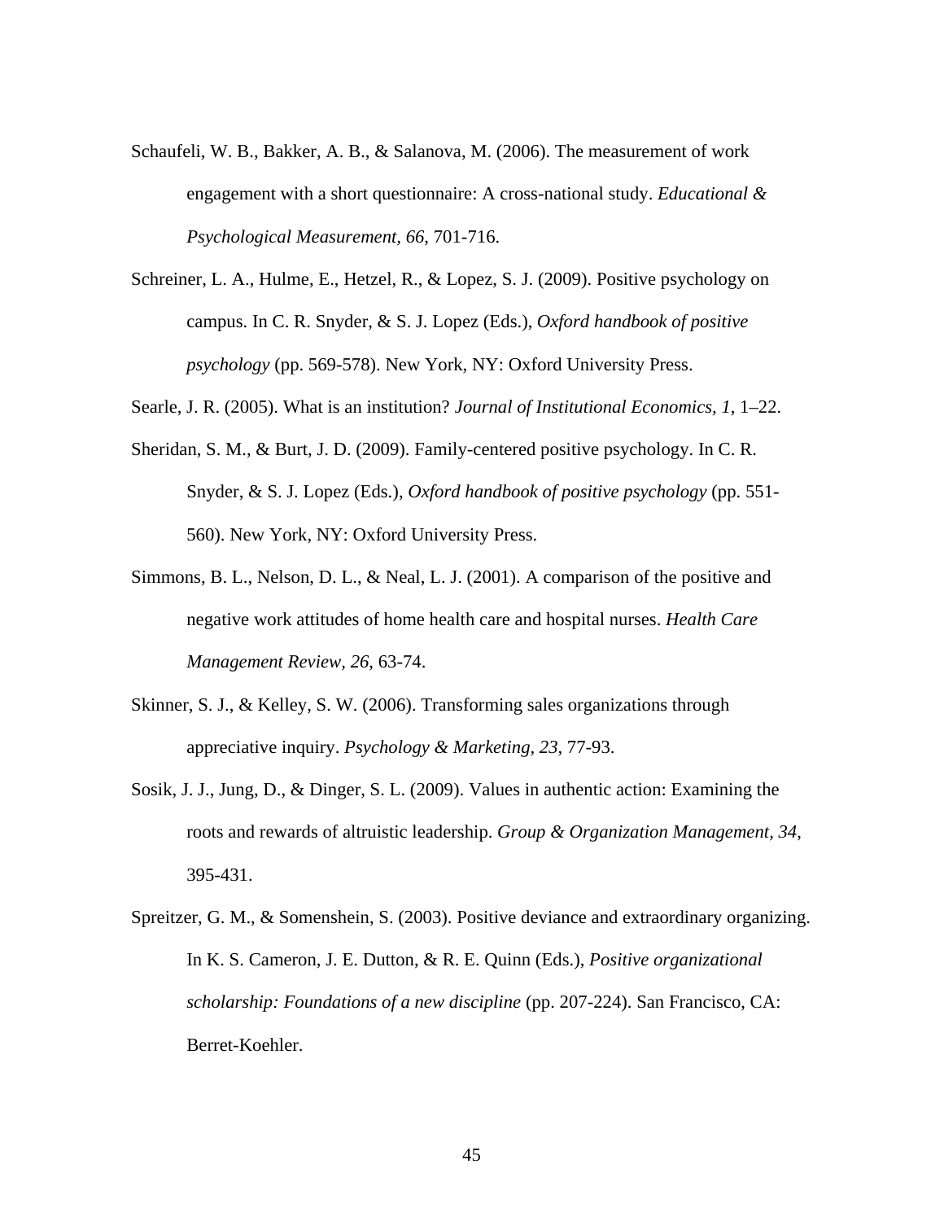Schaufeli, W. B., Bakker, A. B., & Salanova, M. (2006). The measurement of work engagement with a short questionnaire: A cross-national study. *Educational & Psychological Measurement, 66*, 701-716.

Schreiner, L. A., Hulme, E., Hetzel, R., & Lopez, S. J. (2009). Positive psychology on campus. In C. R. Snyder, & S. J. Lopez (Eds.), *Oxford handbook of positive psychology* (pp. 569-578). New York, NY: Oxford University Press.

Searle, J. R. (2005). What is an institution? *Journal of Institutional Economics, 1*, 1–22.

Sheridan, S. M., & Burt, J. D. (2009). Family-centered positive psychology. In C. R. Snyder, & S. J. Lopez (Eds.), *Oxford handbook of positive psychology* (pp. 551-560). New York, NY: Oxford University Press.

Simmons, B. L., Nelson, D. L., & Neal, L. J. (2001). A comparison of the positive and negative work attitudes of home health care and hospital nurses. *Health Care Management Review, 26*, 63-74.

Skinner, S. J., & Kelley, S. W. (2006). Transforming sales organizations through appreciative inquiry. *Psychology & Marketing, 23*, 77-93.

Sosik, J. J., Jung, D., & Dinger, S. L. (2009). Values in authentic action: Examining the roots and rewards of altruistic leadership. *Group & Organization Management, 34*, 395-431.

Spreitzer, G. M., & Somenshein, S. (2003). Positive deviance and extraordinary organizing. In K. S. Cameron, J. E. Dutton, & R. E. Quinn (Eds.), *Positive organizational scholarship: Foundations of a new discipline* (pp. 207-224). San Francisco, CA: Berret-Koehler.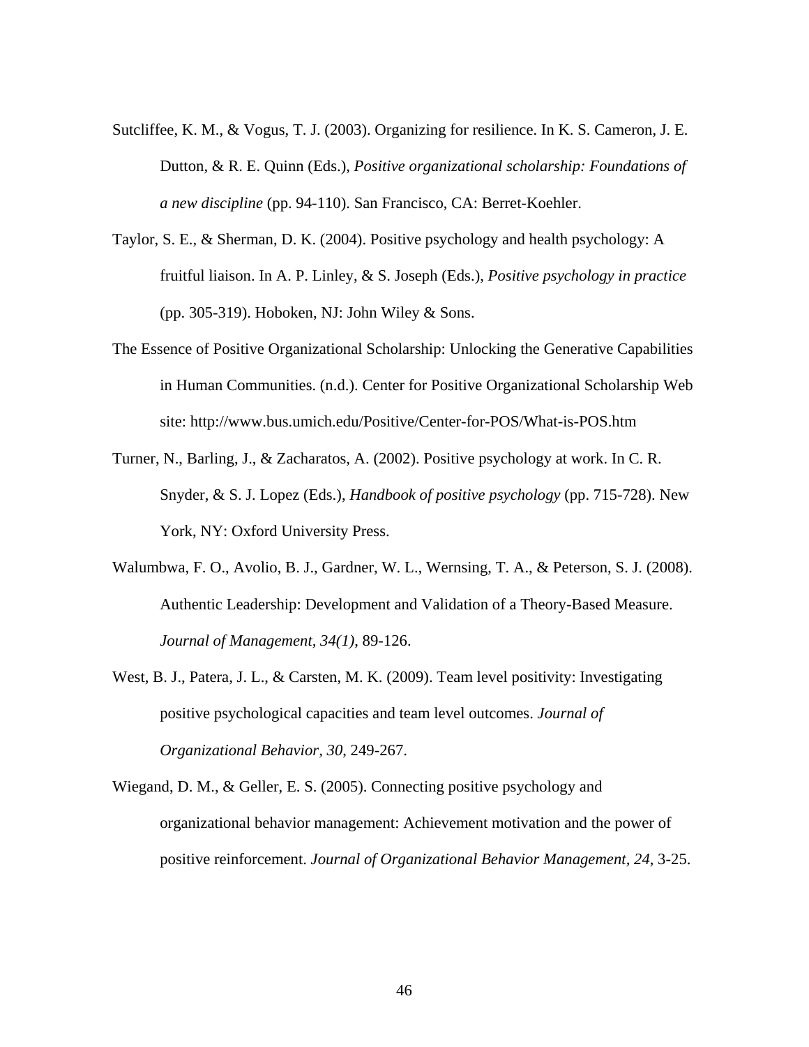Sutcliffee, K. M., & Vogus, T. J. (2003). Organizing for resilience. In K. S. Cameron, J. E. Dutton, & R. E. Quinn (Eds.), *Positive organizational scholarship: Foundations of a new discipline* (pp. 94-110). San Francisco, CA: Berret-Koehler.

Taylor, S. E., & Sherman, D. K. (2004). Positive psychology and health psychology: A fruitful liaison. In A. P. Linley, & S. Joseph (Eds.), *Positive psychology in practice* (pp. 305-319). Hoboken, NJ: John Wiley & Sons.

The Essence of Positive Organizational Scholarship: Unlocking the Generative Capabilities in Human Communities. (n.d.). Center for Positive Organizational Scholarship Web site: http://www.bus.umich.edu/Positive/Center-for-POS/What-is-POS.htm

Turner, N., Barling, J., & Zacharatos, A. (2002). Positive psychology at work. In C. R. Snyder, & S. J. Lopez (Eds.), *Handbook of positive psychology* (pp. 715-728). New York, NY: Oxford University Press.

Walumbwa, F. O., Avolio, B. J., Gardner, W. L., Wernsing, T. A., & Peterson, S. J. (2008). Authentic Leadership: Development and Validation of a Theory-Based Measure. *Journal of Management, 34(1)*, 89-126.

West, B. J., Patera, J. L., & Carsten, M. K. (2009). Team level positivity: Investigating positive psychological capacities and team level outcomes. *Journal of Organizational Behavior, 30*, 249-267.

Wiegand, D. M., & Geller, E. S. (2005). Connecting positive psychology and organizational behavior management: Achievement motivation and the power of positive reinforcement. *Journal of Organizational Behavior Management, 24*, 3-25.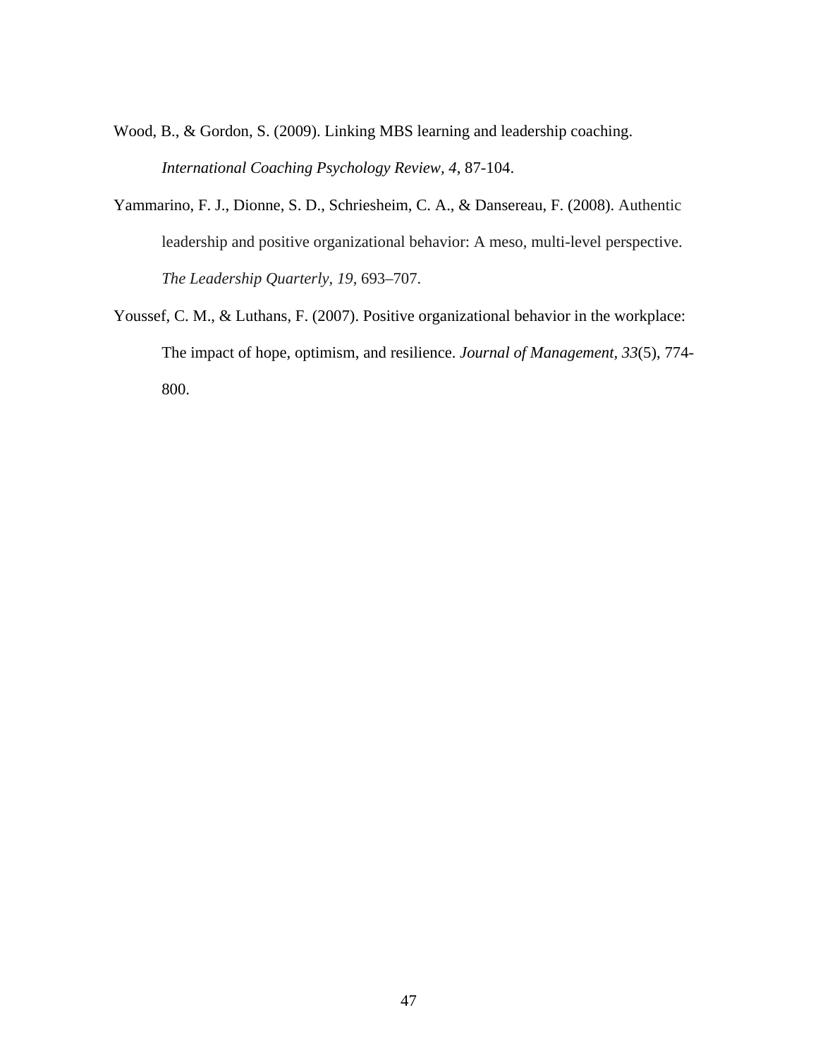Wood, B., & Gordon, S. (2009). Linking MBS learning and leadership coaching. *International Coaching Psychology Review, 4*, 87-104.

Yammarino, F. J., Dionne, S. D., Schriesheim, C. A., & Dansereau, F. (2008). Authentic leadership and positive organizational behavior: A meso, multi-level perspective. *The Leadership Quarterly, 19*, 693–707.

Youssef, C. M., & Luthans, F. (2007). Positive organizational behavior in the workplace: The impact of hope, optimism, and resilience. *Journal of Management, 33*(5), 774-800.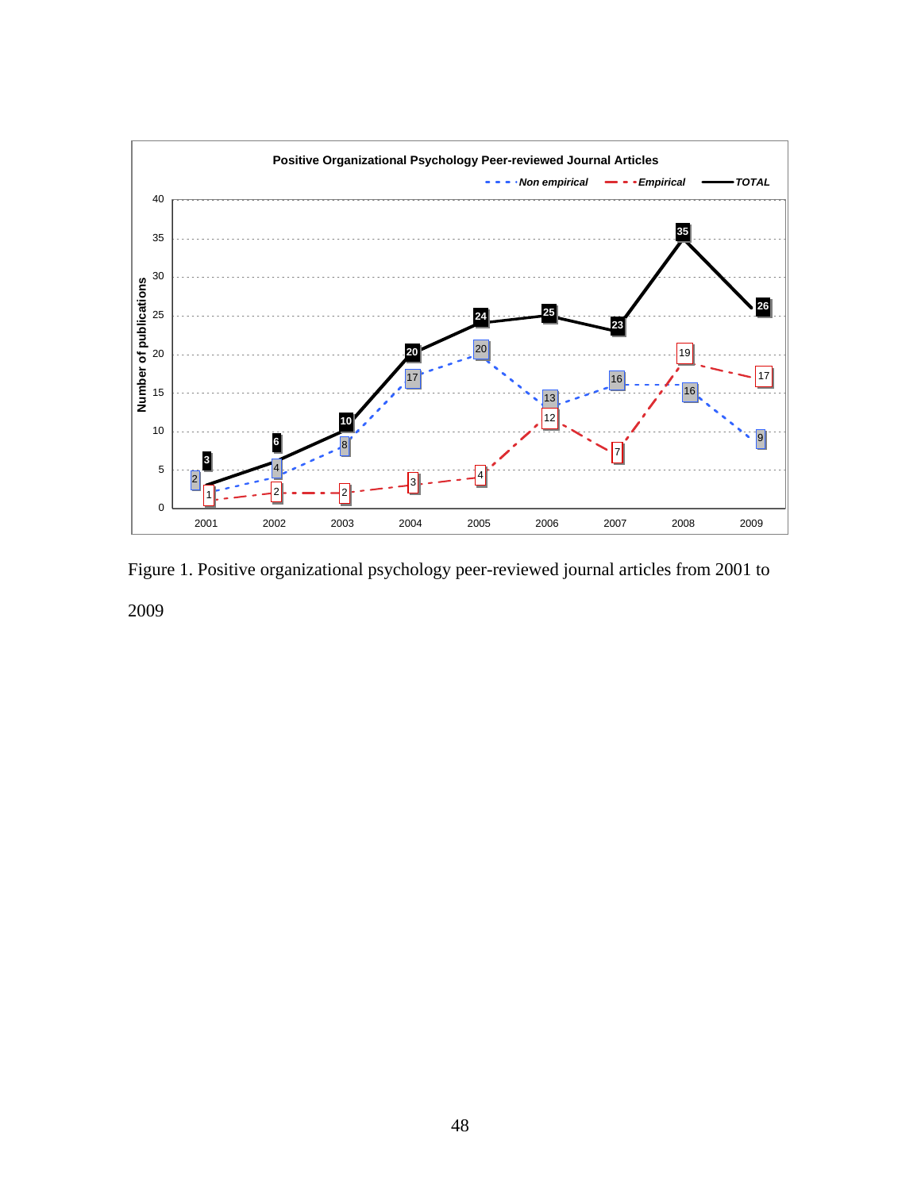Figure 1. Positive organizational psychology peer-reviewed journal articles from 2001 to 2009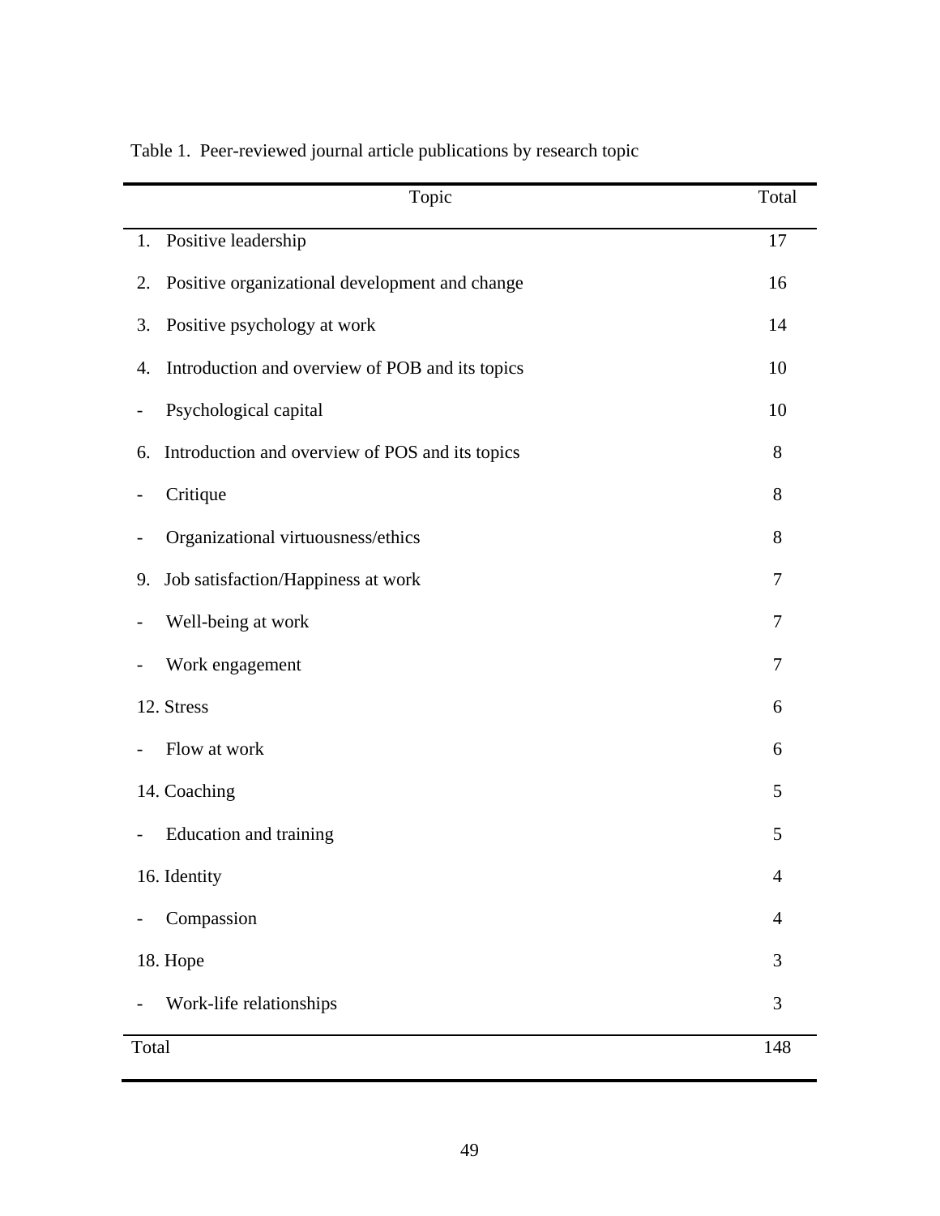Table 1. Peer-reviewed journal article publications by research topic

| Topic | Total |
|---|---|
| 1. Positive leadership | 17 |
| 2. Positive organizational development and change | 16 |
| 3. Positive psychology at work | 14 |
| 4. Introduction and overview of POB and its topics | 10 |
| - Psychological capital | 10 |
| 6. Introduction and overview of POS and its topics | 8 |
| - Critique | 8 |
| - Organizational virtuousness/ethics | 8 |
| 9. Job satisfaction/Happiness at work | 7 |
| - Well-being at work | 7 |
| - Work engagement | 7 |
| 12. Stress | 6 |
| - Flow at work | 6 |
| 14. Coaching | 5 |
| - Education and training | 5 |
| 16. Identity | 4 |
| - Compassion | 4 |
| 18. Hope | 3 |
| - Work-life relationships | 3 |
| Total | 148 |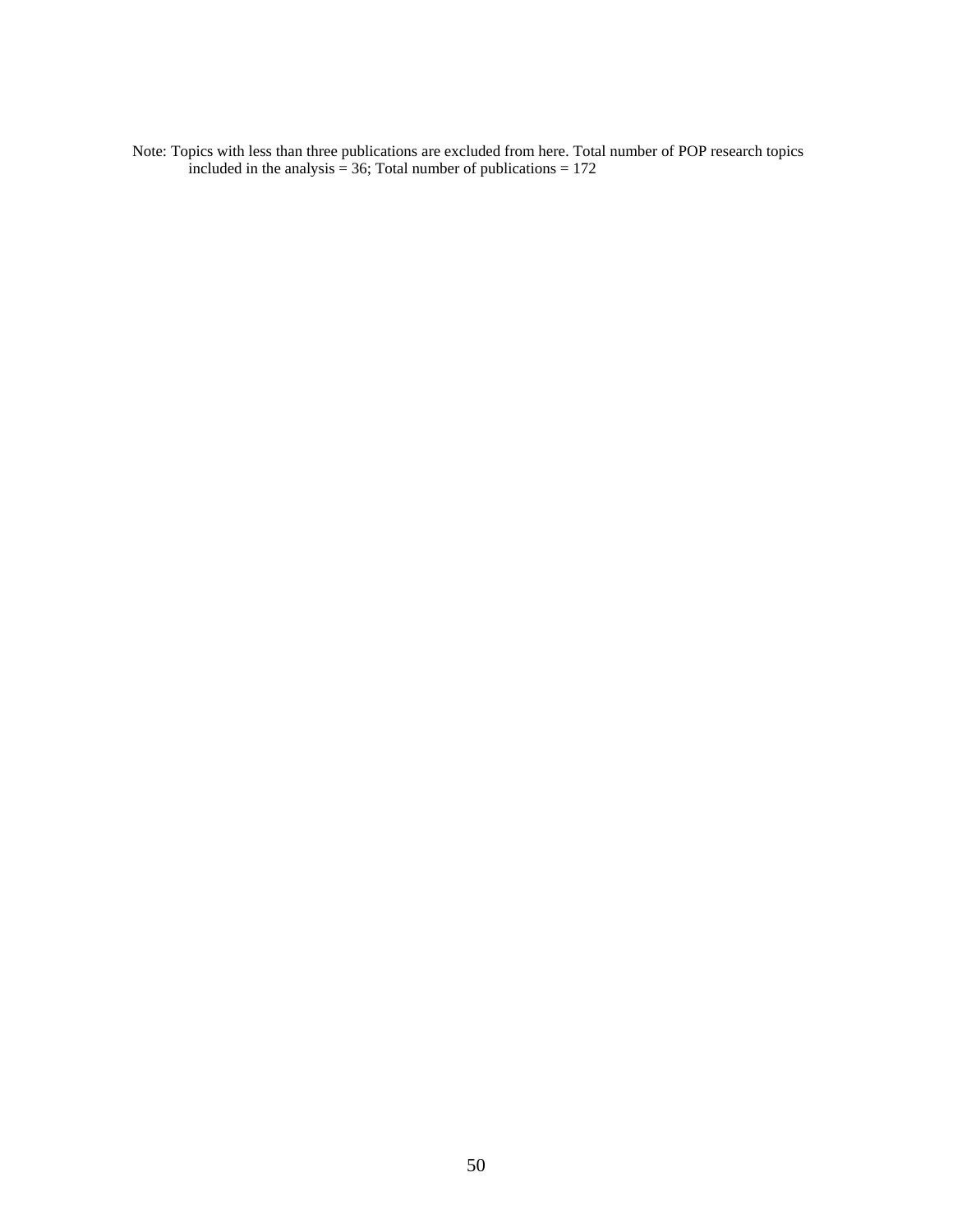Note: Topics with less than three publications are excluded from here. Total number of POP research topics included in the analysis = 36; Total number of publications = 172